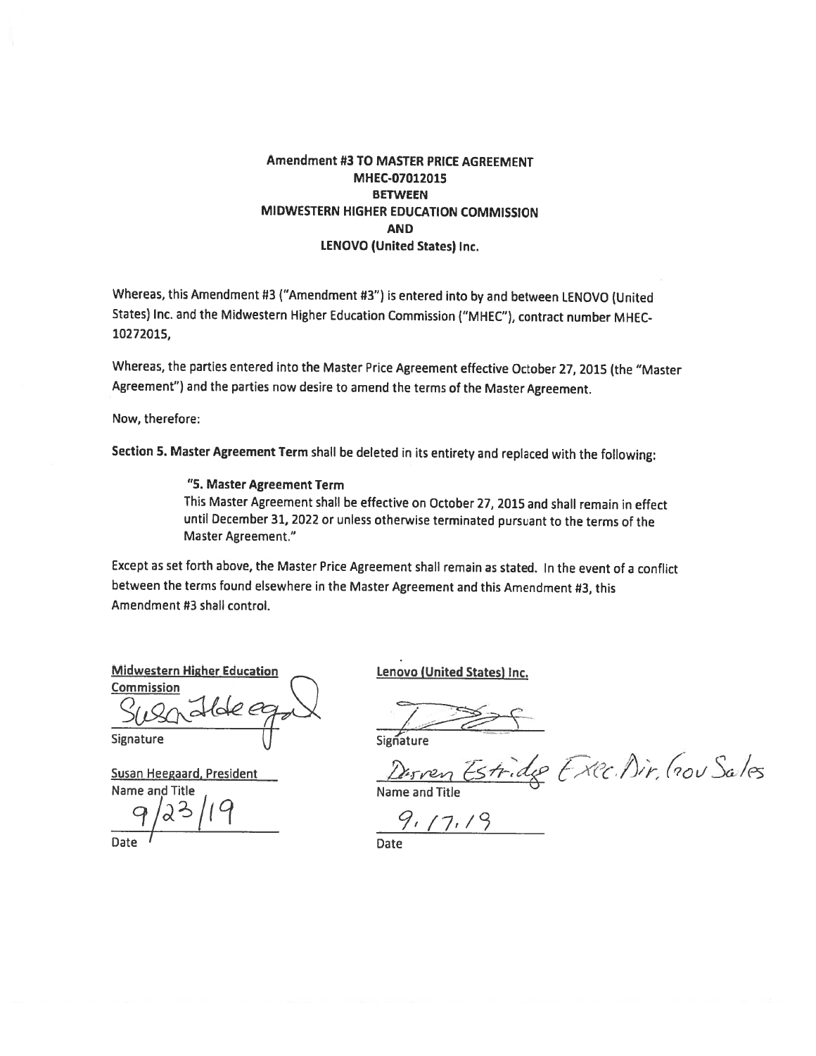**Amendment #3 TO MASTER PRICE AGREEMENT**
**MHEC-07012015**
**BETWEEN**
**MIDWESTERN HIGHER EDUCATION COMMISSION**
**AND**
**LENOVO (United States) Inc.**

Whereas, this Amendment #3 ("Amendment #3") is entered into by and between LENOVO (United States) Inc. and the Midwestern Higher Education Commission ("MHEC"), contract number MHEC-10272015,

Whereas, the parties entered into the Master Price Agreement effective October 27, 2015 (the "Master Agreement") and the parties now desire to amend the terms of the Master Agreement.

Now, therefore:

**Section 5. Master Agreement Term** shall be deleted in its entirety and replaced with the following:

> **"5. Master Agreement Term**
> This Master Agreement shall be effective on October 27, 2015 and shall remain in effect until December 31, 2022 or unless otherwise terminated pursuant to the terms of the Master Agreement."

Except as set forth above, the Master Price Agreement shall remain as stated. In the event of a conflict between the terms found elsewhere in the Master Agreement and this Amendment #3, this Amendment #3 shall control.

**Midwestern Higher Education Commission**

Susan Heegaard
Signature

Susan Heegaard, President
Name and Title

9/23/19
Date

**Lenovo (United States) Inc.**

[Signature]
Signature

Darren Estridge Exec. Dir. Gov Sales
Name and Title

9.17.19
Date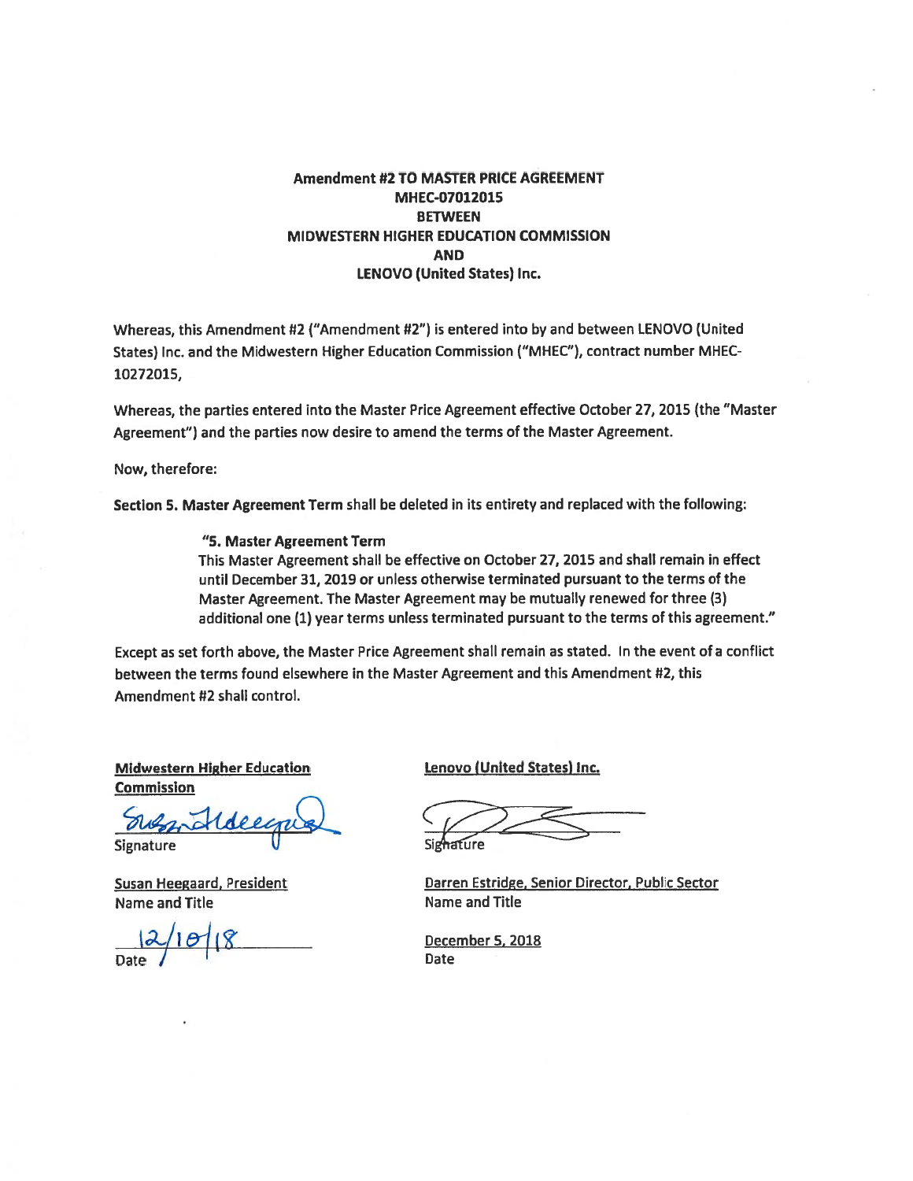**Amendment #2 TO MASTER PRICE AGREEMENT**
**MHEC-07012015**
**BETWEEN**
**MIDWESTERN HIGHER EDUCATION COMMISSION**
**AND**
**LENOVO (United States) Inc.**

Whereas, this Amendment #2 ("Amendment #2") is entered into by and between LENOVO (United States) Inc. and the Midwestern Higher Education Commission ("MHEC"), contract number MHEC-10272015,

Whereas, the parties entered into the Master Price Agreement effective October 27, 2015 (the "Master Agreement") and the parties now desire to amend the terms of the Master Agreement.

Now, therefore:

**Section 5. Master Agreement Term** shall be deleted in its entirety and replaced with the following:

> **"5. Master Agreement Term**
> This Master Agreement shall be effective on October 27, 2015 and shall remain in effect until December 31, 2019 or unless otherwise terminated pursuant to the terms of the Master Agreement. The Master Agreement may be mutually renewed for three (3) additional one (1) year terms unless terminated pursuant to the terms of this agreement."

Except as set forth above, the Master Price Agreement shall remain as stated. In the event of a conflict between the terms found elsewhere in the Master Agreement and this Amendment #2, this Amendment #2 shall control.

| Midwestern Higher Education Commission | Lenovo (United States) Inc. |
|---|---|
| [signature] | [signature] |
| Signature | Signature |
| Susan Heegaard, President | Darren Estridge, Senior Director, Public Sector |
| Name and Title | Name and Title |
| 12/10/18 | December 5, 2018 |
| Date | Date |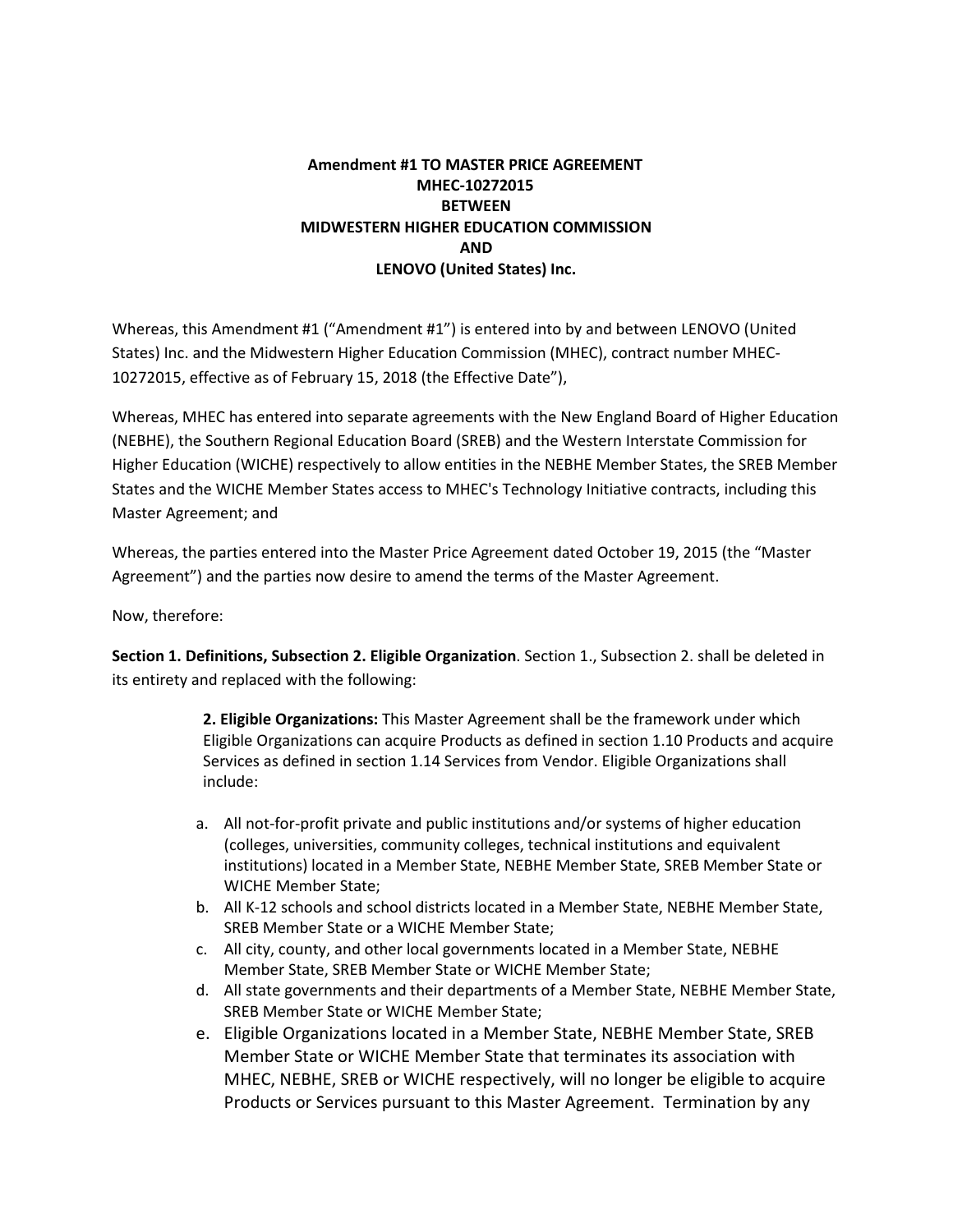**Amendment #1 TO MASTER PRICE AGREEMENT**
**MHEC-10272015**
**BETWEEN**
**MIDWESTERN HIGHER EDUCATION COMMISSION**
**AND**
**LENOVO (United States) Inc.**

Whereas, this Amendment #1 ("Amendment #1") is entered into by and between LENOVO (United States) Inc. and the Midwestern Higher Education Commission (MHEC), contract number MHEC-10272015, effective as of February 15, 2018 (the Effective Date"),

Whereas, MHEC has entered into separate agreements with the New England Board of Higher Education (NEBHE), the Southern Regional Education Board (SREB) and the Western Interstate Commission for Higher Education (WICHE) respectively to allow entities in the NEBHE Member States, the SREB Member States and the WICHE Member States access to MHEC's Technology Initiative contracts, including this Master Agreement; and

Whereas, the parties entered into the Master Price Agreement dated October 19, 2015 (the "Master Agreement") and the parties now desire to amend the terms of the Master Agreement.

Now, therefore:

**Section 1. Definitions, Subsection 2. Eligible Organization**. Section 1., Subsection 2. shall be deleted in its entirety and replaced with the following:

> **2. Eligible Organizations:** This Master Agreement shall be the framework under which Eligible Organizations can acquire Products as defined in section 1.10 Products and acquire Services as defined in section 1.14 Services from Vendor. Eligible Organizations shall include:
>
> a. All not-for-profit private and public institutions and/or systems of higher education (colleges, universities, community colleges, technical institutions and equivalent institutions) located in a Member State, NEBHE Member State, SREB Member State or WICHE Member State;
> b. All K-12 schools and school districts located in a Member State, NEBHE Member State, SREB Member State or a WICHE Member State;
> c. All city, county, and other local governments located in a Member State, NEBHE Member State, SREB Member State or WICHE Member State;
> d. All state governments and their departments of a Member State, NEBHE Member State, SREB Member State or WICHE Member State;
> e. Eligible Organizations located in a Member State, NEBHE Member State, SREB Member State or WICHE Member State that terminates its association with MHEC, NEBHE, SREB or WICHE respectively, will no longer be eligible to acquire Products or Services pursuant to this Master Agreement. Termination by any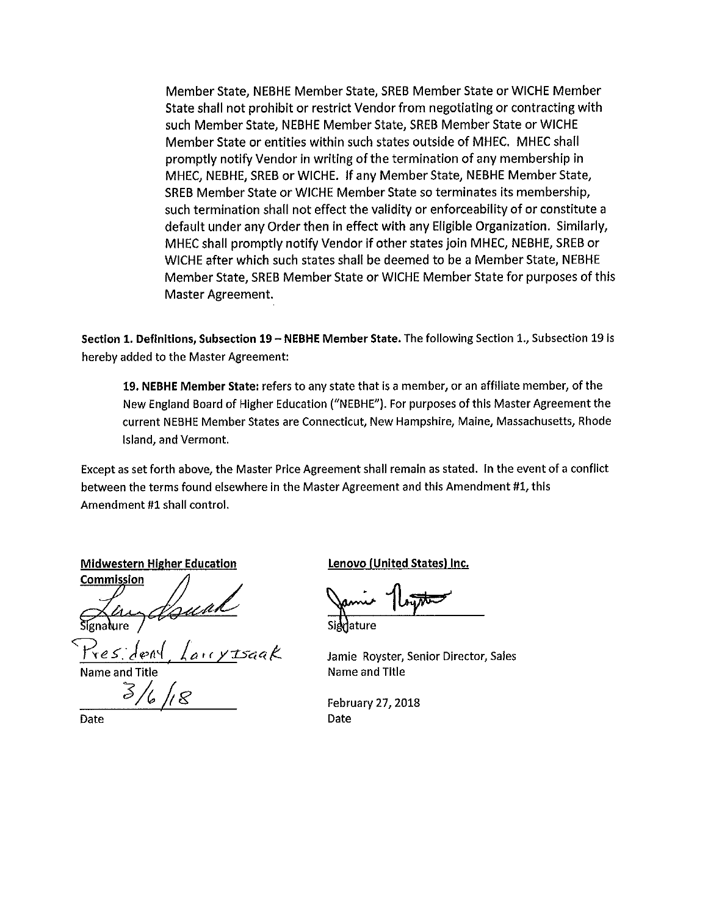Member State, NEBHE Member State, SREB Member State or WICHE Member State shall not prohibit or restrict Vendor from negotiating or contracting with such Member State, NEBHE Member State, SREB Member State or WICHE Member State or entities within such states outside of MHEC. MHEC shall promptly notify Vendor in writing of the termination of any membership in MHEC, NEBHE, SREB or WICHE. If any Member State, NEBHE Member State, SREB Member State or WICHE Member State so terminates its membership, such termination shall not effect the validity or enforceability of or constitute a default under any Order then in effect with any Eligible Organization. Similarly, MHEC shall promptly notify Vendor if other states join MHEC, NEBHE, SREB or WICHE after which such states shall be deemed to be a Member State, NEBHE Member State, SREB Member State or WICHE Member State for purposes of this Master Agreement.

**Section 1. Definitions, Subsection 19 – NEBHE Member State.** The following Section 1., Subsection 19 is hereby added to the Master Agreement:

> **19. NEBHE Member State:** refers to any state that is a member, or an affiliate member, of the New England Board of Higher Education ("NEBHE"). For purposes of this Master Agreement the current NEBHE Member States are Connecticut, New Hampshire, Maine, Massachusetts, Rhode Island, and Vermont.

Except as set forth above, the Master Price Agreement shall remain as stated. In the event of a conflict between the terms found elsewhere in the Master Agreement and this Amendment #1, this Amendment #1 shall control.

| **Midwestern Higher Education Commission** | **Lenovo (United States) Inc.** |
|---|---|
| [Signature] | [Signature] |
| Signature | Signature |
| President, Larry Isaak | Jamie Royster, Senior Director, Sales |
| Name and Title | Name and Title |
| 3/6/18 | February 27, 2018 |
| Date | Date |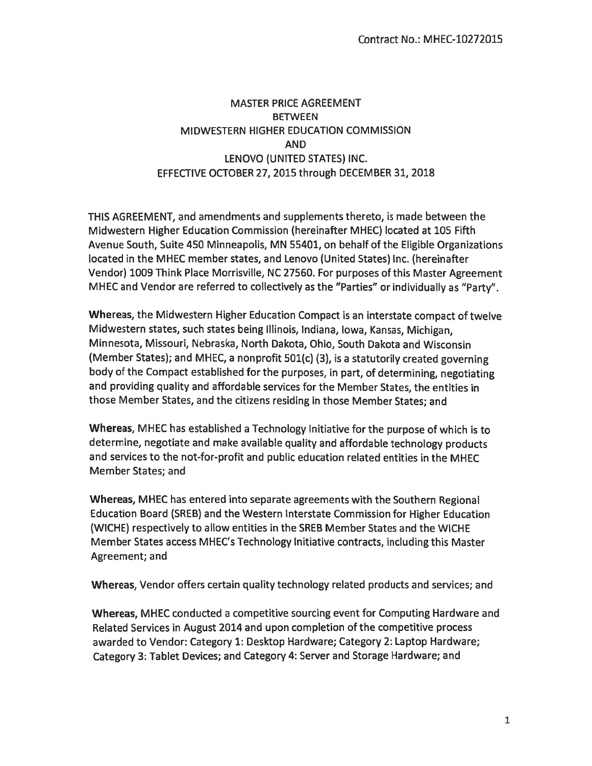Contract No.: MHEC-10272015

# MASTER PRICE AGREEMENT
# BETWEEN
# MIDWESTERN HIGHER EDUCATION COMMISSION
# AND
# LENOVO (UNITED STATES) INC.
# EFFECTIVE OCTOBER 27, 2015 through DECEMBER 31, 2018

THIS AGREEMENT, and amendments and supplements thereto, is made between the Midwestern Higher Education Commission (hereinafter MHEC) located at 105 Fifth Avenue South, Suite 450 Minneapolis, MN 55401, on behalf of the Eligible Organizations located in the MHEC member states, and Lenovo (United States) Inc. (hereinafter Vendor) 1009 Think Place Morrisville, NC 27560. For purposes of this Master Agreement MHEC and Vendor are referred to collectively as the "Parties" or individually as "Party".

**Whereas**, the Midwestern Higher Education Compact is an interstate compact of twelve Midwestern states, such states being Illinois, Indiana, Iowa, Kansas, Michigan, Minnesota, Missouri, Nebraska, North Dakota, Ohio, South Dakota and Wisconsin (Member States); and MHEC, a nonprofit 501(c) (3), is a statutorily created governing body of the Compact established for the purposes, in part, of determining, negotiating and providing quality and affordable services for the Member States, the entities in those Member States, and the citizens residing in those Member States; and

**Whereas**, MHEC has established a Technology Initiative for the purpose of which is to determine, negotiate and make available quality and affordable technology products and services to the not-for-profit and public education related entities in the MHEC Member States; and

**Whereas**, MHEC has entered into separate agreements with the Southern Regional Education Board (SREB) and the Western Interstate Commission for Higher Education (WICHE) respectively to allow entities in the SREB Member States and the WICHE Member States access MHEC's Technology Initiative contracts, including this Master Agreement; and

**Whereas**, Vendor offers certain quality technology related products and services; and

**Whereas**, MHEC conducted a competitive sourcing event for Computing Hardware and Related Services in August 2014 and upon completion of the competitive process awarded to Vendor: Category 1: Desktop Hardware; Category 2: Laptop Hardware; Category 3: Tablet Devices; and Category 4: Server and Storage Hardware; and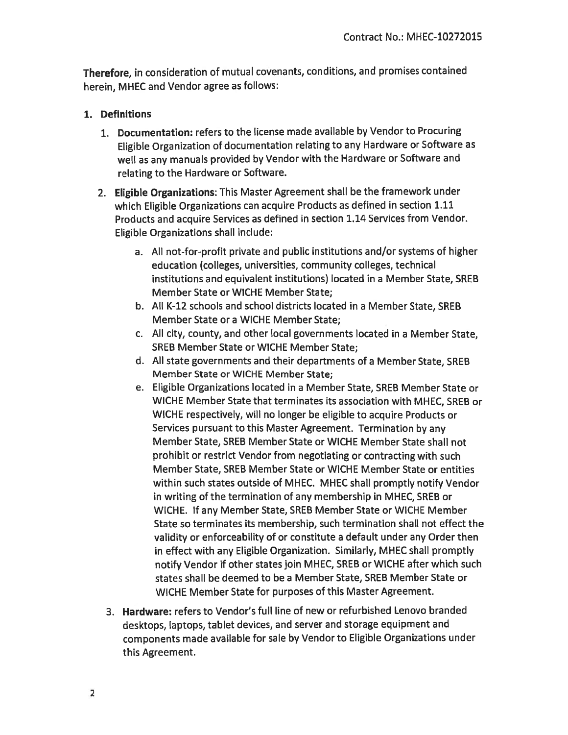**Therefore**, in consideration of mutual covenants, conditions, and promises contained herein, MHEC and Vendor agree as follows:

1. **Definitions**
   1. **Documentation:** refers to the license made available by Vendor to Procuring Eligible Organization of documentation relating to any Hardware or Software as well as any manuals provided by Vendor with the Hardware or Software and relating to the Hardware or Software.
   2. **Eligible Organizations**: This Master Agreement shall be the framework under which Eligible Organizations can acquire Products as defined in section 1.11 Products and acquire Services as defined in section 1.14 Services from Vendor. Eligible Organizations shall include:
      a. All not-for-profit private and public institutions and/or systems of higher education (colleges, universities, community colleges, technical institutions and equivalent institutions) located in a Member State, SREB Member State or WICHE Member State;
      b. All K-12 schools and school districts located in a Member State, SREB Member State or a WICHE Member State;
      c. All city, county, and other local governments located in a Member State, SREB Member State or WICHE Member State;
      d. All state governments and their departments of a Member State, SREB Member State or WICHE Member State;
      e. Eligible Organizations located in a Member State, SREB Member State or WICHE Member State that terminates its association with MHEC, SREB or WICHE respectively, will no longer be eligible to acquire Products or Services pursuant to this Master Agreement. Termination by any Member State, SREB Member State or WICHE Member State shall not prohibit or restrict Vendor from negotiating or contracting with such Member State, SREB Member State or WICHE Member State or entities within such states outside of MHEC. MHEC shall promptly notify Vendor in writing of the termination of any membership in MHEC, SREB or WICHE. If any Member State, SREB Member State or WICHE Member State so terminates its membership, such termination shall not effect the validity or enforceability of or constitute a default under any Order then in effect with any Eligible Organization. Similarly, MHEC shall promptly notify Vendor if other states join MHEC, SREB or WICHE after which such states shall be deemed to be a Member State, SREB Member State or WICHE Member State for purposes of this Master Agreement.
   3. **Hardware:** refers to Vendor's full line of new or refurbished Lenovo branded desktops, laptops, tablet devices, and server and storage equipment and components made available for sale by Vendor to Eligible Organizations under this Agreement.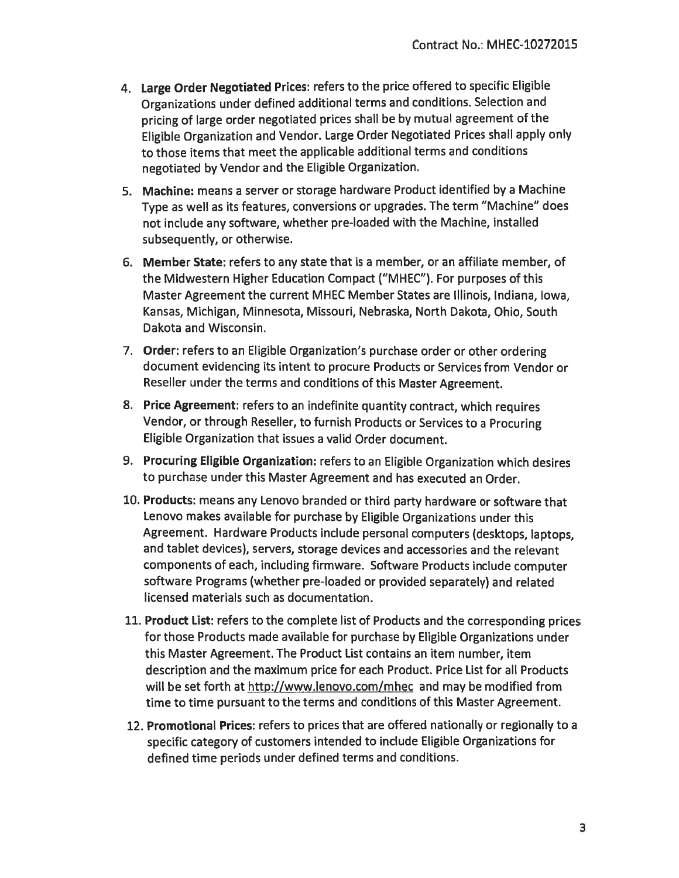4. **Large Order Negotiated Prices**: refers to the price offered to specific Eligible Organizations under defined additional terms and conditions. Selection and pricing of large order negotiated prices shall be by mutual agreement of the Eligible Organization and Vendor. Large Order Negotiated Prices shall apply only to those items that meet the applicable additional terms and conditions negotiated by Vendor and the Eligible Organization.

5. **Machine:** means a server or storage hardware Product identified by a Machine Type as well as its features, conversions or upgrades. The term "Machine" does not include any software, whether pre-loaded with the Machine, installed subsequently, or otherwise.

6. **Member State**: refers to any state that is a member, or an affiliate member, of the Midwestern Higher Education Compact ("MHEC"). For purposes of this Master Agreement the current MHEC Member States are Illinois, Indiana, Iowa, Kansas, Michigan, Minnesota, Missouri, Nebraska, North Dakota, Ohio, South Dakota and Wisconsin.

7. **Order**: refers to an Eligible Organization's purchase order or other ordering document evidencing its intent to procure Products or Services from Vendor or Reseller under the terms and conditions of this Master Agreement.

8. **Price Agreement**: refers to an indefinite quantity contract, which requires Vendor, or through Reseller, to furnish Products or Services to a Procuring Eligible Organization that issues a valid Order document.

9. **Procuring Eligible Organization:** refers to an Eligible Organization which desires to purchase under this Master Agreement and has executed an Order.

10. **Products**: means any Lenovo branded or third party hardware or software that Lenovo makes available for purchase by Eligible Organizations under this Agreement. Hardware Products include personal computers (desktops, laptops, and tablet devices), servers, storage devices and accessories and the relevant components of each, including firmware. Software Products include computer software Programs (whether pre-loaded or provided separately) and related licensed materials such as documentation.

11. **Product List**: refers to the complete list of Products and the corresponding prices for those Products made available for purchase by Eligible Organizations under this Master Agreement. The Product List contains an item number, item description and the maximum price for each Product. Price List for all Products will be set forth at http://www.lenovo.com/mhec and may be modified from time to time pursuant to the terms and conditions of this Master Agreement.

12. **Promotional Prices**: refers to prices that are offered nationally or regionally to a specific category of customers intended to include Eligible Organizations for defined time periods under defined terms and conditions.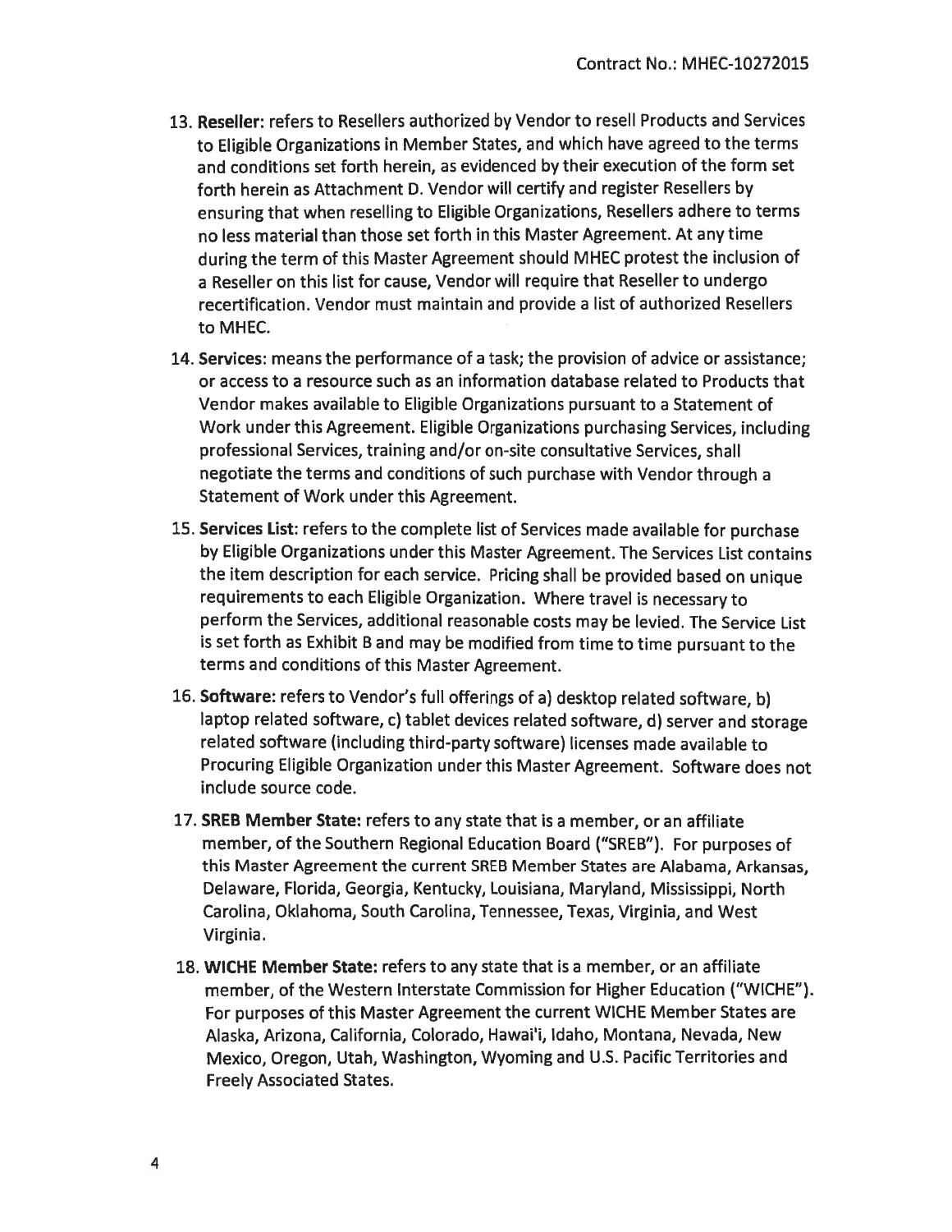13. **Reseller:** refers to Resellers authorized by Vendor to resell Products and Services to Eligible Organizations in Member States, and which have agreed to the terms and conditions set forth herein, as evidenced by their execution of the form set forth herein as Attachment D. Vendor will certify and register Resellers by ensuring that when reselling to Eligible Organizations, Resellers adhere to terms no less material than those set forth in this Master Agreement. At any time during the term of this Master Agreement should MHEC protest the inclusion of a Reseller on this list for cause, Vendor will require that Reseller to undergo recertification. Vendor must maintain and provide a list of authorized Resellers to MHEC.

14. **Services:** means the performance of a task; the provision of advice or assistance; or access to a resource such as an information database related to Products that Vendor makes available to Eligible Organizations pursuant to a Statement of Work under this Agreement. Eligible Organizations purchasing Services, including professional Services, training and/or on-site consultative Services, shall negotiate the terms and conditions of such purchase with Vendor through a Statement of Work under this Agreement.

15. **Services List:** refers to the complete list of Services made available for purchase by Eligible Organizations under this Master Agreement. The Services List contains the item description for each service. Pricing shall be provided based on unique requirements to each Eligible Organization. Where travel is necessary to perform the Services, additional reasonable costs may be levied. The Service List is set forth as Exhibit B and may be modified from time to time pursuant to the terms and conditions of this Master Agreement.

16. **Software:** refers to Vendor's full offerings of a) desktop related software, b) laptop related software, c) tablet devices related software, d) server and storage related software (including third-party software) licenses made available to Procuring Eligible Organization under this Master Agreement. Software does not include source code.

17. **SREB Member State:** refers to any state that is a member, or an affiliate member, of the Southern Regional Education Board ("SREB"). For purposes of this Master Agreement the current SREB Member States are Alabama, Arkansas, Delaware, Florida, Georgia, Kentucky, Louisiana, Maryland, Mississippi, North Carolina, Oklahoma, South Carolina, Tennessee, Texas, Virginia, and West Virginia.

18. **WICHE Member State:** refers to any state that is a member, or an affiliate member, of the Western Interstate Commission for Higher Education ("WICHE"). For purposes of this Master Agreement the current WICHE Member States are Alaska, Arizona, California, Colorado, Hawai'i, Idaho, Montana, Nevada, New Mexico, Oregon, Utah, Washington, Wyoming and U.S. Pacific Territories and Freely Associated States.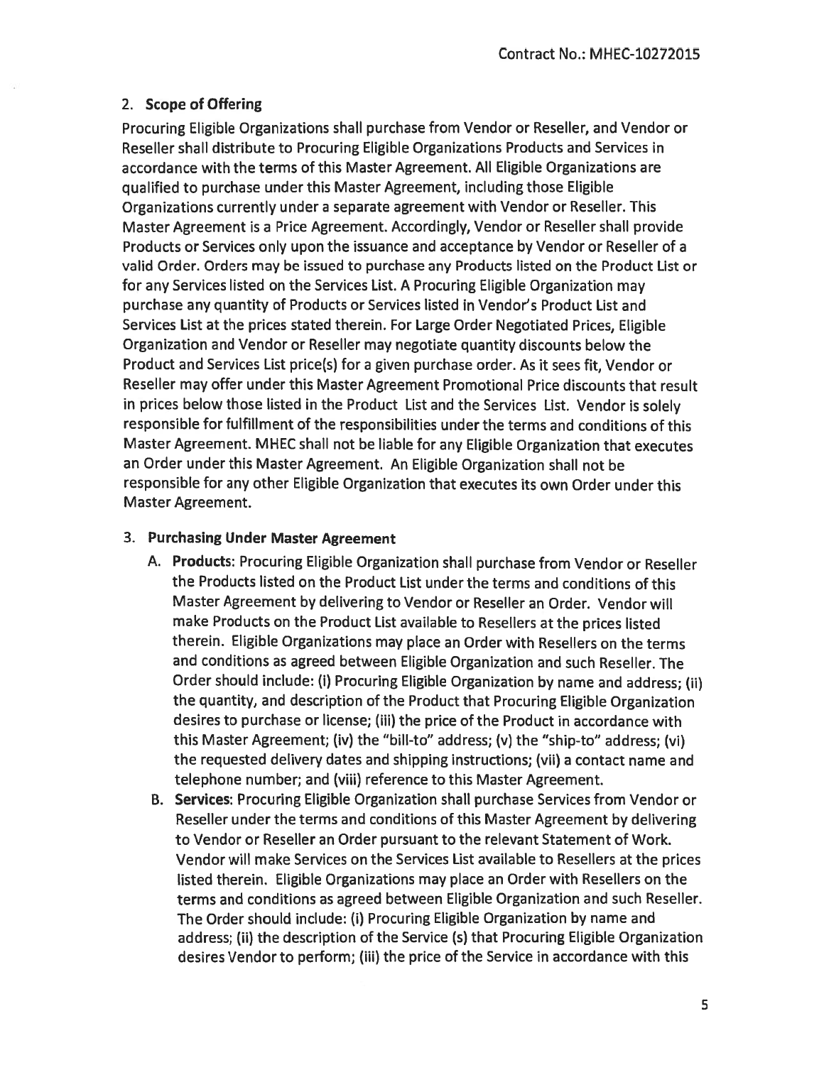## 2. Scope of Offering

Procuring Eligible Organizations shall purchase from Vendor or Reseller, and Vendor or Reseller shall distribute to Procuring Eligible Organizations Products and Services in accordance with the terms of this Master Agreement. All Eligible Organizations are qualified to purchase under this Master Agreement, including those Eligible Organizations currently under a separate agreement with Vendor or Reseller. This Master Agreement is a Price Agreement. Accordingly, Vendor or Reseller shall provide Products or Services only upon the issuance and acceptance by Vendor or Reseller of a valid Order. Orders may be issued to purchase any Products listed on the Product List or for any Services listed on the Services List. A Procuring Eligible Organization may purchase any quantity of Products or Services listed in Vendor's Product List and Services List at the prices stated therein. For Large Order Negotiated Prices, Eligible Organization and Vendor or Reseller may negotiate quantity discounts below the Product and Services List price(s) for a given purchase order. As it sees fit, Vendor or Reseller may offer under this Master Agreement Promotional Price discounts that result in prices below those listed in the Product List and the Services List. Vendor is solely responsible for fulfillment of the responsibilities under the terms and conditions of this Master Agreement. MHEC shall not be liable for any Eligible Organization that executes an Order under this Master Agreement. An Eligible Organization shall not be responsible for any other Eligible Organization that executes its own Order under this Master Agreement.

## 3. Purchasing Under Master Agreement

A. **Products**: Procuring Eligible Organization shall purchase from Vendor or Reseller the Products listed on the Product List under the terms and conditions of this Master Agreement by delivering to Vendor or Reseller an Order. Vendor will make Products on the Product List available to Resellers at the prices listed therein. Eligible Organizations may place an Order with Resellers on the terms and conditions as agreed between Eligible Organization and such Reseller. The Order should include: (i) Procuring Eligible Organization by name and address; (ii) the quantity, and description of the Product that Procuring Eligible Organization desires to purchase or license; (iii) the price of the Product in accordance with this Master Agreement; (iv) the "bill-to" address; (v) the "ship-to" address; (vi) the requested delivery dates and shipping instructions; (vii) a contact name and telephone number; and (viii) reference to this Master Agreement.

B. **Services**: Procuring Eligible Organization shall purchase Services from Vendor or Reseller under the terms and conditions of this Master Agreement by delivering to Vendor or Reseller an Order pursuant to the relevant Statement of Work. Vendor will make Services on the Services List available to Resellers at the prices listed therein. Eligible Organizations may place an Order with Resellers on the terms and conditions as agreed between Eligible Organization and such Reseller. The Order should include: (i) Procuring Eligible Organization by name and address; (ii) the description of the Service (s) that Procuring Eligible Organization desires Vendor to perform; (iii) the price of the Service in accordance with this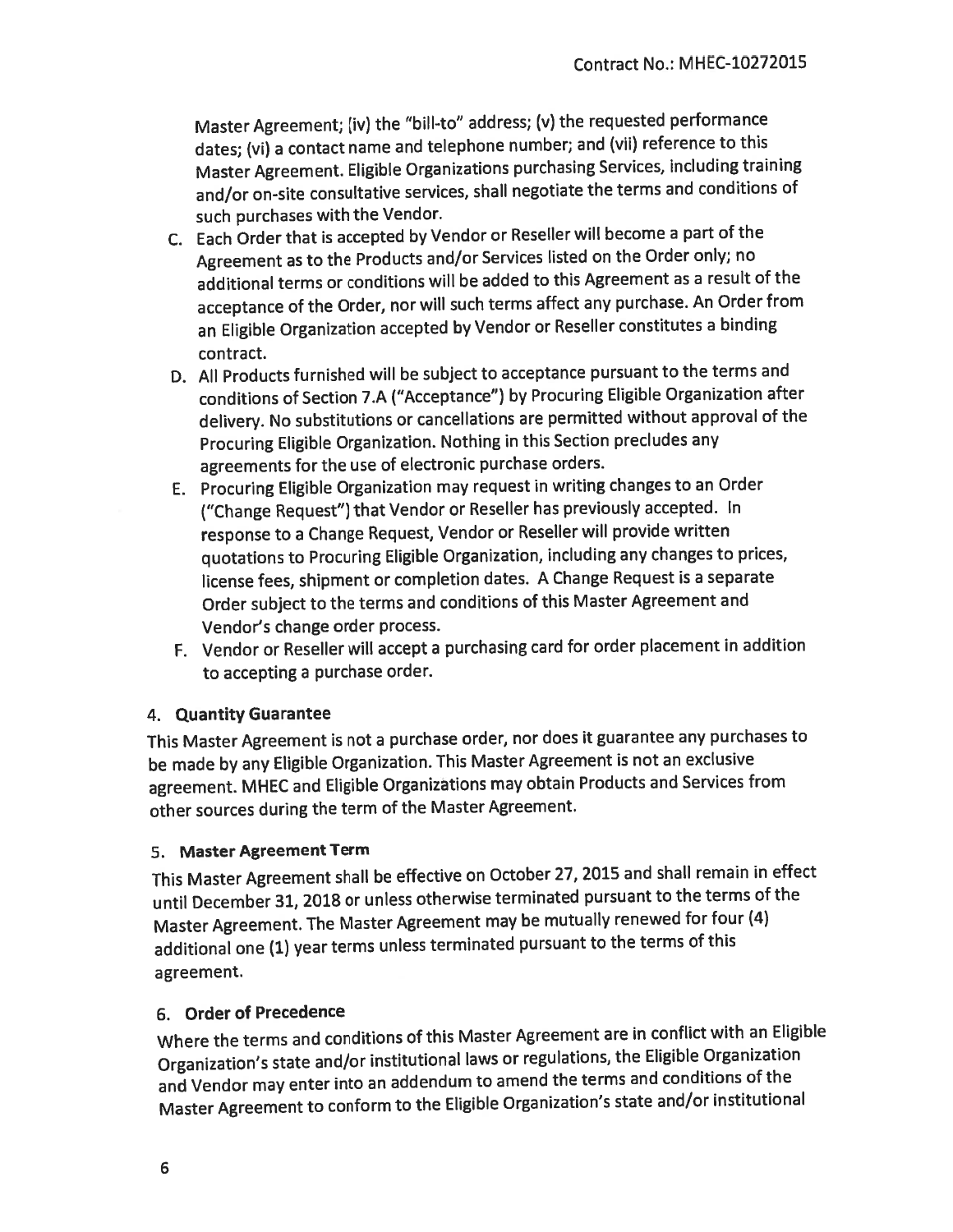Master Agreement; (iv) the "bill-to" address; (v) the requested performance dates; (vi) a contact name and telephone number; and (vii) reference to this Master Agreement. Eligible Organizations purchasing Services, including training and/or on-site consultative services, shall negotiate the terms and conditions of such purchases with the Vendor.

C. Each Order that is accepted by Vendor or Reseller will become a part of the Agreement as to the Products and/or Services listed on the Order only; no additional terms or conditions will be added to this Agreement as a result of the acceptance of the Order, nor will such terms affect any purchase. An Order from an Eligible Organization accepted by Vendor or Reseller constitutes a binding contract.

D. All Products furnished will be subject to acceptance pursuant to the terms and conditions of Section 7.A ("Acceptance") by Procuring Eligible Organization after delivery. No substitutions or cancellations are permitted without approval of the Procuring Eligible Organization. Nothing in this Section precludes any agreements for the use of electronic purchase orders.

E. Procuring Eligible Organization may request in writing changes to an Order ("Change Request") that Vendor or Reseller has previously accepted. In response to a Change Request, Vendor or Reseller will provide written quotations to Procuring Eligible Organization, including any changes to prices, license fees, shipment or completion dates. A Change Request is a separate Order subject to the terms and conditions of this Master Agreement and Vendor's change order process.

F. Vendor or Reseller will accept a purchasing card for order placement in addition to accepting a purchase order.

## 4. Quantity Guarantee

This Master Agreement is not a purchase order, nor does it guarantee any purchases to be made by any Eligible Organization. This Master Agreement is not an exclusive agreement. MHEC and Eligible Organizations may obtain Products and Services from other sources during the term of the Master Agreement.

## 5. Master Agreement Term

This Master Agreement shall be effective on October 27, 2015 and shall remain in effect until December 31, 2018 or unless otherwise terminated pursuant to the terms of the Master Agreement. The Master Agreement may be mutually renewed for four (4) additional one (1) year terms unless terminated pursuant to the terms of this agreement.

## 6. Order of Precedence

Where the terms and conditions of this Master Agreement are in conflict with an Eligible Organization's state and/or institutional laws or regulations, the Eligible Organization and Vendor may enter into an addendum to amend the terms and conditions of the Master Agreement to conform to the Eligible Organization's state and/or institutional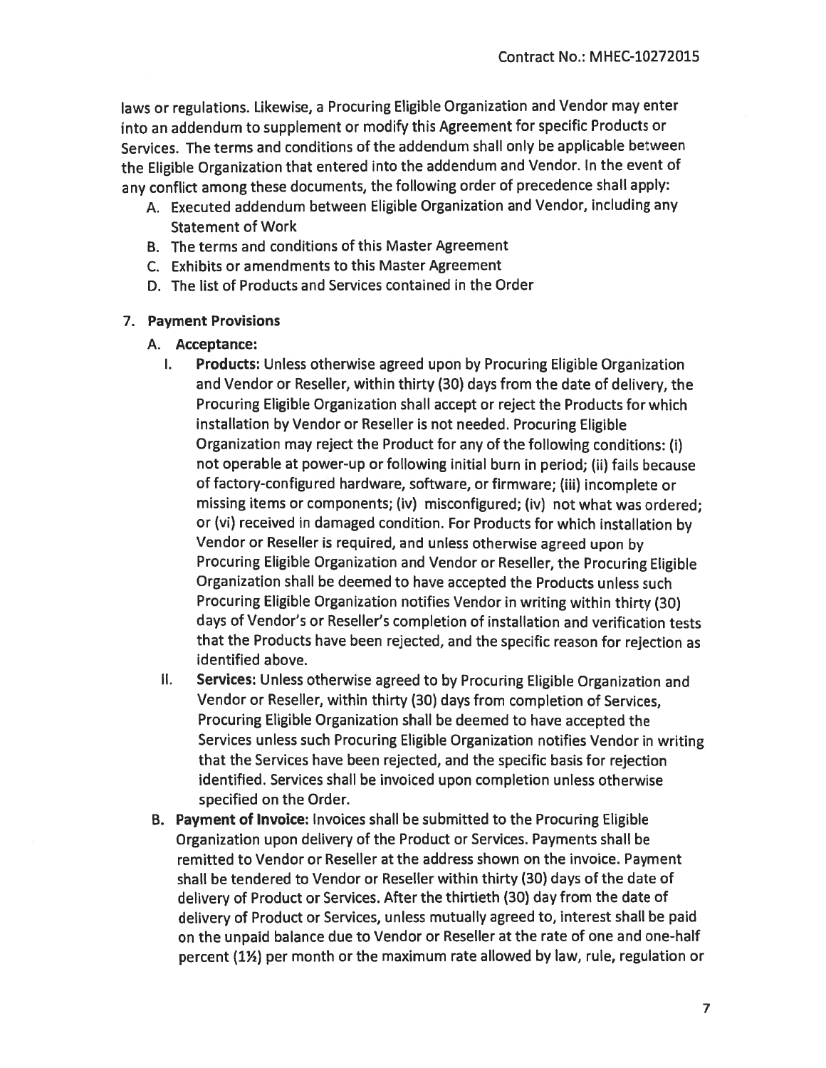laws or regulations. Likewise, a Procuring Eligible Organization and Vendor may enter into an addendum to supplement or modify this Agreement for specific Products or Services. The terms and conditions of the addendum shall only be applicable between the Eligible Organization that entered into the addendum and Vendor. In the event of any conflict among these documents, the following order of precedence shall apply:

A. Executed addendum between Eligible Organization and Vendor, including any Statement of Work
B. The terms and conditions of this Master Agreement
C. Exhibits or amendments to this Master Agreement
D. The list of Products and Services contained in the Order

7. **Payment Provisions**

A. **Acceptance:**

I. **Products:** Unless otherwise agreed upon by Procuring Eligible Organization and Vendor or Reseller, within thirty (30) days from the date of delivery, the Procuring Eligible Organization shall accept or reject the Products for which installation by Vendor or Reseller is not needed. Procuring Eligible Organization may reject the Product for any of the following conditions: (i) not operable at power-up or following initial burn in period; (ii) fails because of factory-configured hardware, software, or firmware; (iii) incomplete or missing items or components; (iv) misconfigured; (iv) not what was ordered; or (vi) received in damaged condition. For Products for which installation by Vendor or Reseller is required, and unless otherwise agreed upon by Procuring Eligible Organization and Vendor or Reseller, the Procuring Eligible Organization shall be deemed to have accepted the Products unless such Procuring Eligible Organization notifies Vendor in writing within thirty (30) days of Vendor's or Reseller's completion of installation and verification tests that the Products have been rejected, and the specific reason for rejection as identified above.

II. **Services:** Unless otherwise agreed to by Procuring Eligible Organization and Vendor or Reseller, within thirty (30) days from completion of Services, Procuring Eligible Organization shall be deemed to have accepted the Services unless such Procuring Eligible Organization notifies Vendor in writing that the Services have been rejected, and the specific basis for rejection identified. Services shall be invoiced upon completion unless otherwise specified on the Order.

B. **Payment of Invoice:** Invoices shall be submitted to the Procuring Eligible Organization upon delivery of the Product or Services. Payments shall be remitted to Vendor or Reseller at the address shown on the invoice. Payment shall be tendered to Vendor or Reseller within thirty (30) days of the date of delivery of Product or Services. After the thirtieth (30) day from the date of delivery of Product or Services, unless mutually agreed to, interest shall be paid on the unpaid balance due to Vendor or Reseller at the rate of one and one-half percent (1½) per month or the maximum rate allowed by law, rule, regulation or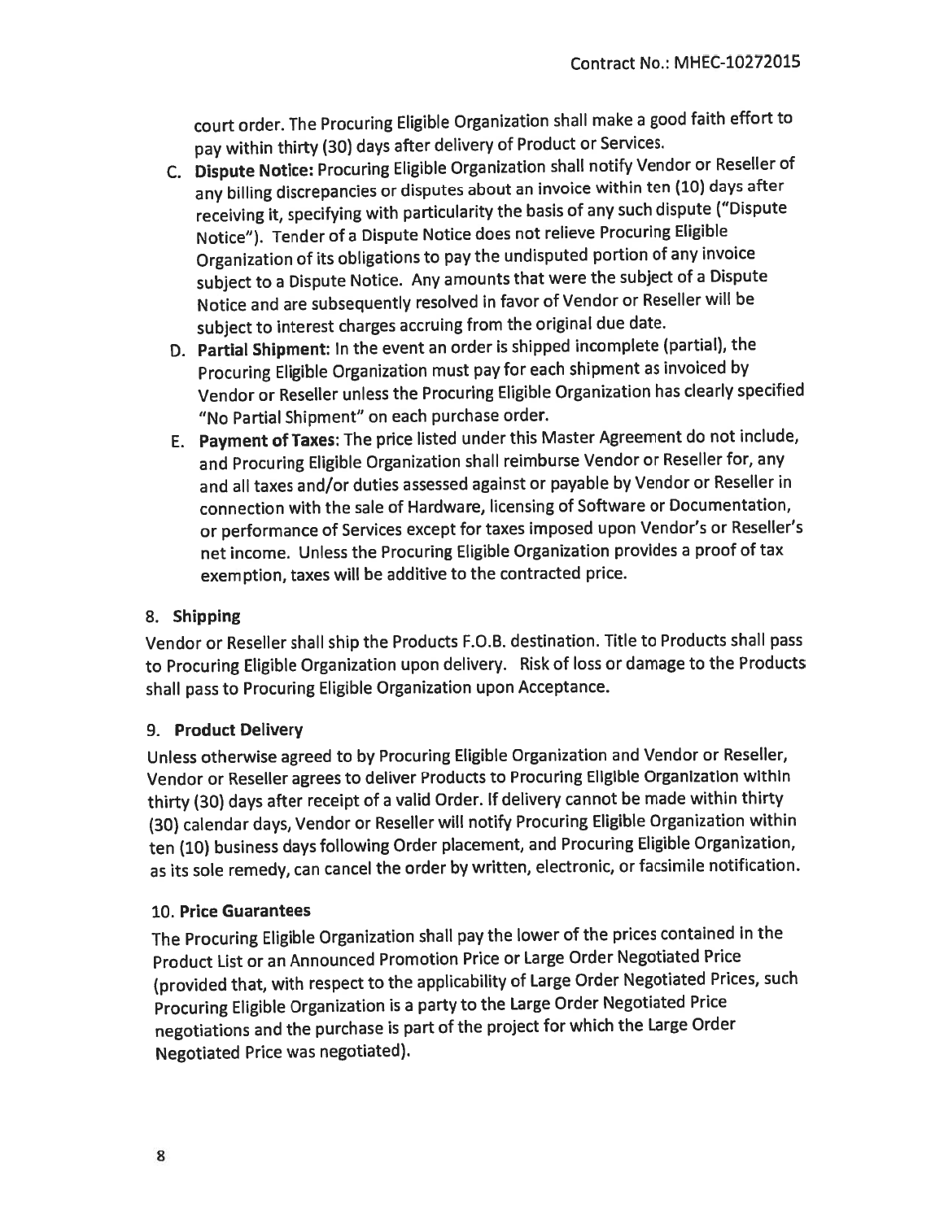court order. The Procuring Eligible Organization shall make a good faith effort to pay within thirty (30) days after delivery of Product or Services.

C. **Dispute Notice:** Procuring Eligible Organization shall notify Vendor or Reseller of any billing discrepancies or disputes about an invoice within ten (10) days after receiving it, specifying with particularity the basis of any such dispute ("Dispute Notice"). Tender of a Dispute Notice does not relieve Procuring Eligible Organization of its obligations to pay the undisputed portion of any invoice subject to a Dispute Notice. Any amounts that were the subject of a Dispute Notice and are subsequently resolved in favor of Vendor or Reseller will be subject to interest charges accruing from the original due date.

D. **Partial Shipment:** In the event an order is shipped incomplete (partial), the Procuring Eligible Organization must pay for each shipment as invoiced by Vendor or Reseller unless the Procuring Eligible Organization has clearly specified "No Partial Shipment" on each purchase order.

E. **Payment of Taxes:** The price listed under this Master Agreement do not include, and Procuring Eligible Organization shall reimburse Vendor or Reseller for, any and all taxes and/or duties assessed against or payable by Vendor or Reseller in connection with the sale of Hardware, licensing of Software or Documentation, or performance of Services except for taxes imposed upon Vendor's or Reseller's net income. Unless the Procuring Eligible Organization provides a proof of tax exemption, taxes will be additive to the contracted price.

## 8. Shipping

Vendor or Reseller shall ship the Products F.O.B. destination. Title to Products shall pass to Procuring Eligible Organization upon delivery. Risk of loss or damage to the Products shall pass to Procuring Eligible Organization upon Acceptance.

## 9. Product Delivery

Unless otherwise agreed to by Procuring Eligible Organization and Vendor or Reseller, Vendor or Reseller agrees to deliver Products to Procuring Eligible Organization within thirty (30) days after receipt of a valid Order. If delivery cannot be made within thirty (30) calendar days, Vendor or Reseller will notify Procuring Eligible Organization within ten (10) business days following Order placement, and Procuring Eligible Organization, as its sole remedy, can cancel the order by written, electronic, or facsimile notification.

## 10. Price Guarantees

The Procuring Eligible Organization shall pay the lower of the prices contained in the Product List or an Announced Promotion Price or Large Order Negotiated Price (provided that, with respect to the applicability of Large Order Negotiated Prices, such Procuring Eligible Organization is a party to the Large Order Negotiated Price negotiations and the purchase is part of the project for which the Large Order Negotiated Price was negotiated).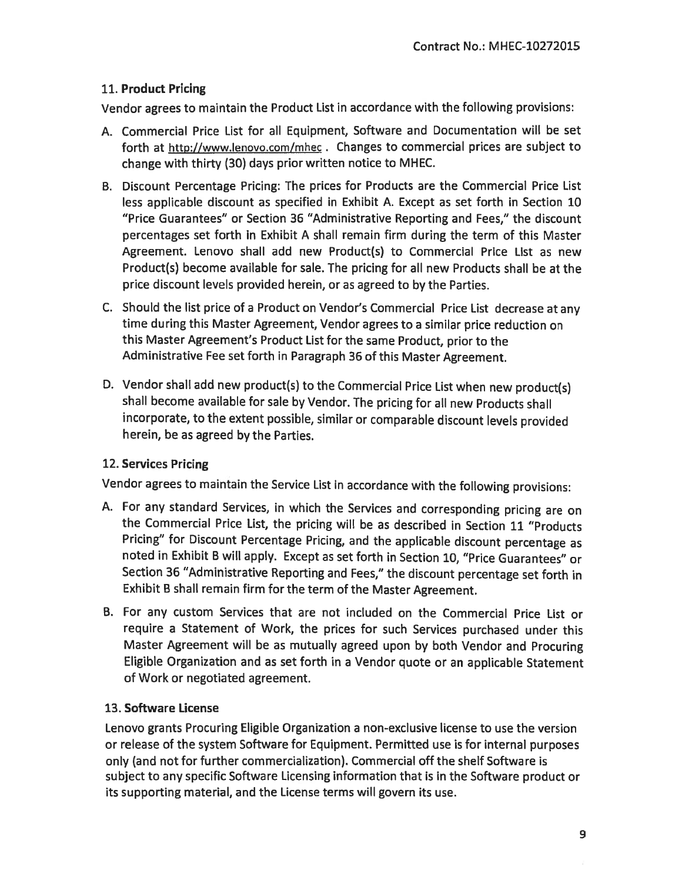### 11. **Product Pricing**

Vendor agrees to maintain the Product List in accordance with the following provisions:

A. Commercial Price List for all Equipment, Software and Documentation will be set forth at http://www.lenovo.com/mhec . Changes to commercial prices are subject to change with thirty (30) days prior written notice to MHEC.

B. Discount Percentage Pricing: The prices for Products are the Commercial Price List less applicable discount as specified in Exhibit A. Except as set forth in Section 10 "Price Guarantees" or Section 36 "Administrative Reporting and Fees," the discount percentages set forth in Exhibit A shall remain firm during the term of this Master Agreement. Lenovo shall add new Product(s) to Commercial Price List as new Product(s) become available for sale. The pricing for all new Products shall be at the price discount levels provided herein, or as agreed to by the Parties.

C. Should the list price of a Product on Vendor's Commercial Price List decrease at any time during this Master Agreement, Vendor agrees to a similar price reduction on this Master Agreement's Product List for the same Product, prior to the Administrative Fee set forth in Paragraph 36 of this Master Agreement.

D. Vendor shall add new product(s) to the Commercial Price List when new product(s) shall become available for sale by Vendor. The pricing for all new Products shall incorporate, to the extent possible, similar or comparable discount levels provided herein, be as agreed by the Parties.

### 12. **Services Pricing**

Vendor agrees to maintain the Service List in accordance with the following provisions:

A. For any standard Services, in which the Services and corresponding pricing are on the Commercial Price List, the pricing will be as described in Section 11 "Products Pricing" for Discount Percentage Pricing, and the applicable discount percentage as noted in Exhibit B will apply. Except as set forth in Section 10, "Price Guarantees" or Section 36 "Administrative Reporting and Fees," the discount percentage set forth in Exhibit B shall remain firm for the term of the Master Agreement.

B. For any custom Services that are not included on the Commercial Price List or require a Statement of Work, the prices for such Services purchased under this Master Agreement will be as mutually agreed upon by both Vendor and Procuring Eligible Organization and as set forth in a Vendor quote or an applicable Statement of Work or negotiated agreement.

### 13. **Software License**

Lenovo grants Procuring Eligible Organization a non-exclusive license to use the version or release of the system Software for Equipment. Permitted use is for internal purposes only (and not for further commercialization). Commercial off the shelf Software is subject to any specific Software Licensing information that is in the Software product or its supporting material, and the License terms will govern its use.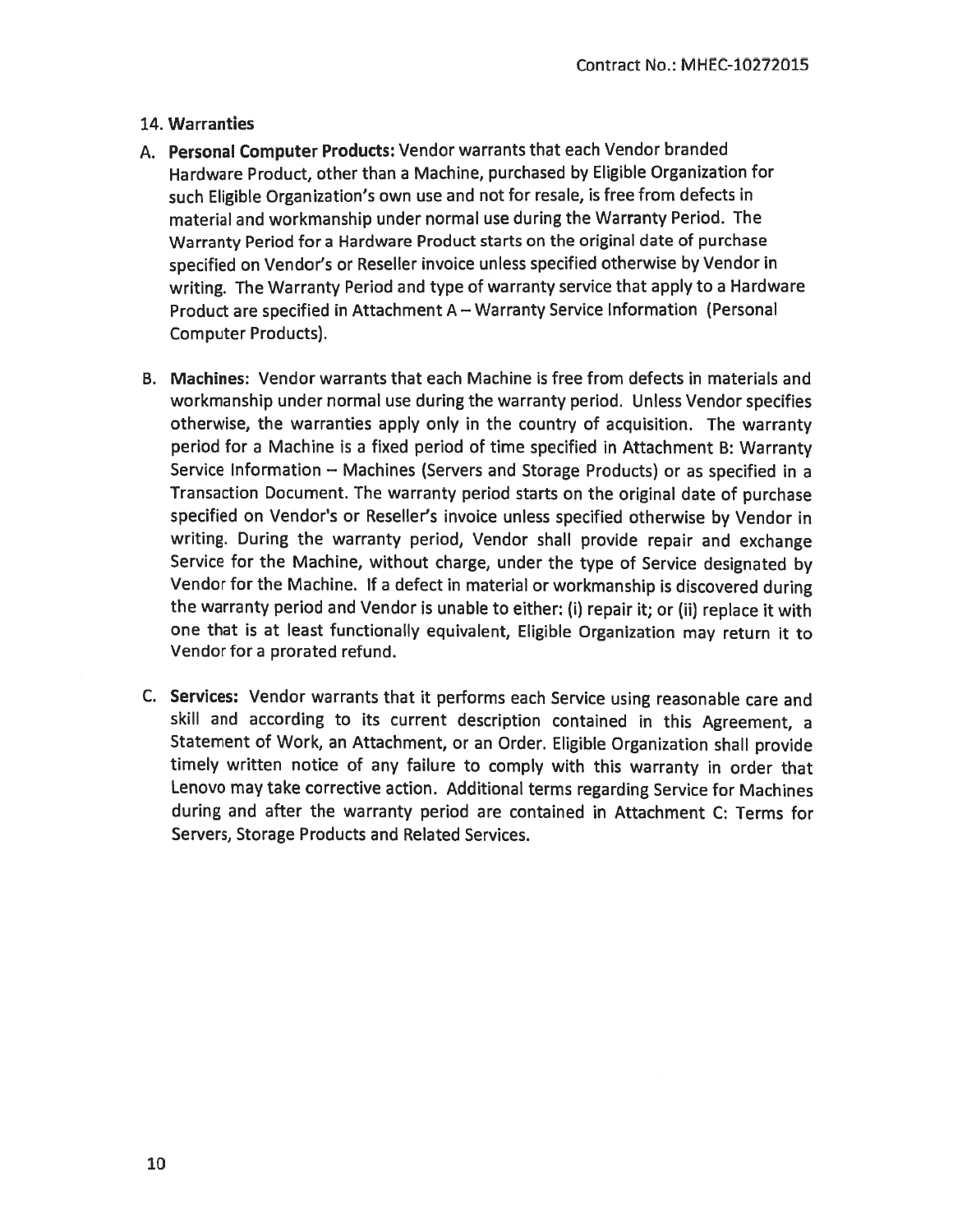## 14. Warranties

A. **Personal Computer Products:** Vendor warrants that each Vendor branded Hardware Product, other than a Machine, purchased by Eligible Organization for such Eligible Organization's own use and not for resale, is free from defects in material and workmanship under normal use during the Warranty Period. The Warranty Period for a Hardware Product starts on the original date of purchase specified on Vendor's or Reseller invoice unless specified otherwise by Vendor in writing. The Warranty Period and type of warranty service that apply to a Hardware Product are specified in Attachment A – Warranty Service Information (Personal Computer Products).

B. **Machines:** Vendor warrants that each Machine is free from defects in materials and workmanship under normal use during the warranty period. Unless Vendor specifies otherwise, the warranties apply only in the country of acquisition. The warranty period for a Machine is a fixed period of time specified in Attachment B: Warranty Service Information – Machines (Servers and Storage Products) or as specified in a Transaction Document. The warranty period starts on the original date of purchase specified on Vendor's or Reseller's invoice unless specified otherwise by Vendor in writing. During the warranty period, Vendor shall provide repair and exchange Service for the Machine, without charge, under the type of Service designated by Vendor for the Machine. If a defect in material or workmanship is discovered during the warranty period and Vendor is unable to either: (i) repair it; or (ii) replace it with one that is at least functionally equivalent, Eligible Organization may return it to Vendor for a prorated refund.

C. **Services:** Vendor warrants that it performs each Service using reasonable care and skill and according to its current description contained in this Agreement, a Statement of Work, an Attachment, or an Order. Eligible Organization shall provide timely written notice of any failure to comply with this warranty in order that Lenovo may take corrective action. Additional terms regarding Service for Machines during and after the warranty period are contained in Attachment C: Terms for Servers, Storage Products and Related Services.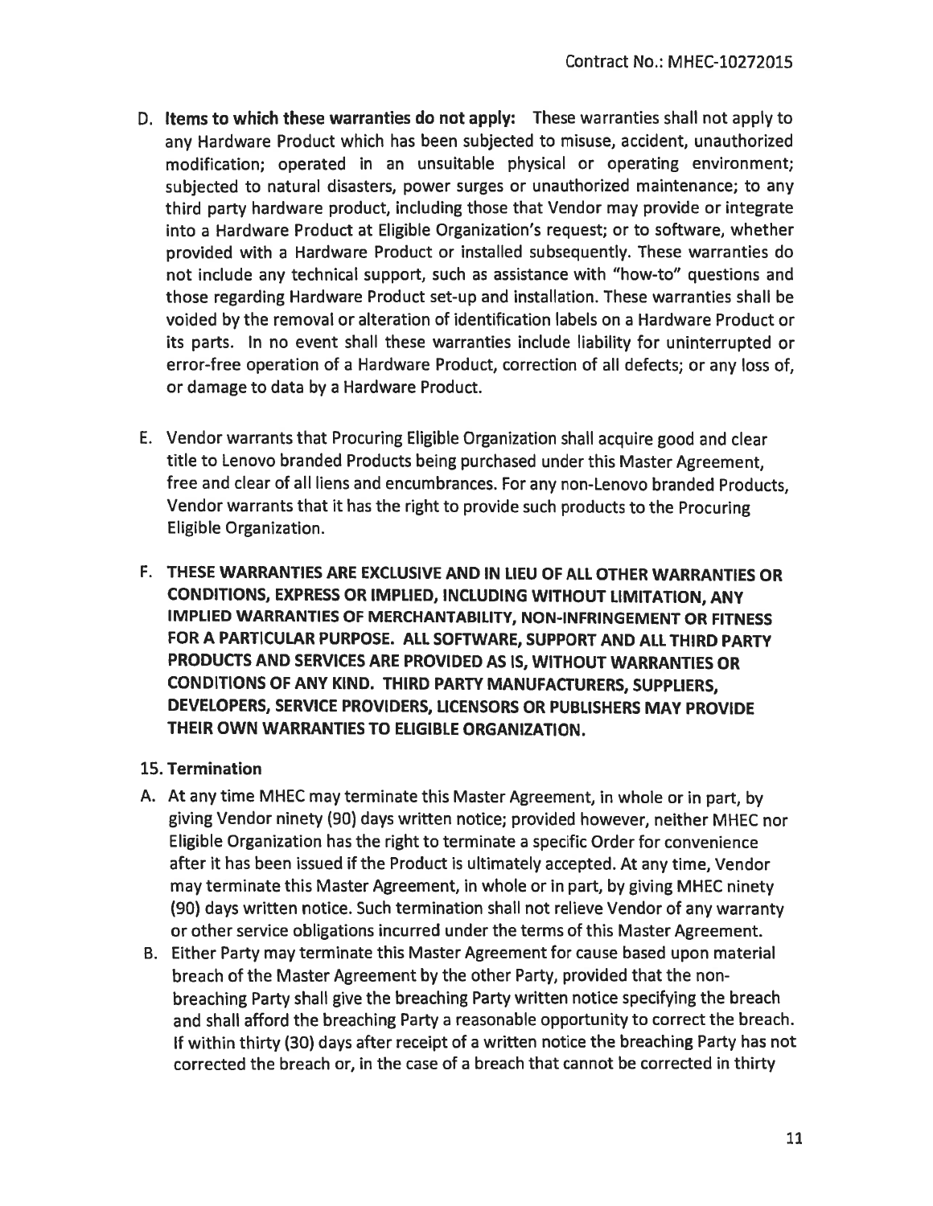D. **Items to which these warranties do not apply:** These warranties shall not apply to any Hardware Product which has been subjected to misuse, accident, unauthorized modification; operated in an unsuitable physical or operating environment; subjected to natural disasters, power surges or unauthorized maintenance; to any third party hardware product, including those that Vendor may provide or integrate into a Hardware Product at Eligible Organization's request; or to software, whether provided with a Hardware Product or installed subsequently. These warranties do not include any technical support, such as assistance with "how-to" questions and those regarding Hardware Product set-up and installation. These warranties shall be voided by the removal or alteration of identification labels on a Hardware Product or its parts. In no event shall these warranties include liability for uninterrupted or error-free operation of a Hardware Product, correction of all defects; or any loss of, or damage to data by a Hardware Product.

E. Vendor warrants that Procuring Eligible Organization shall acquire good and clear title to Lenovo branded Products being purchased under this Master Agreement, free and clear of all liens and encumbrances. For any non-Lenovo branded Products, Vendor warrants that it has the right to provide such products to the Procuring Eligible Organization.

F. **THESE WARRANTIES ARE EXCLUSIVE AND IN LIEU OF ALL OTHER WARRANTIES OR CONDITIONS, EXPRESS OR IMPLIED, INCLUDING WITHOUT LIMITATION, ANY IMPLIED WARRANTIES OF MERCHANTABILITY, NON-INFRINGEMENT OR FITNESS FOR A PARTICULAR PURPOSE. ALL SOFTWARE, SUPPORT AND ALL THIRD PARTY PRODUCTS AND SERVICES ARE PROVIDED AS IS, WITHOUT WARRANTIES OR CONDITIONS OF ANY KIND. THIRD PARTY MANUFACTURERS, SUPPLIERS, DEVELOPERS, SERVICE PROVIDERS, LICENSORS OR PUBLISHERS MAY PROVIDE THEIR OWN WARRANTIES TO ELIGIBLE ORGANIZATION.**

## 15. Termination

A. At any time MHEC may terminate this Master Agreement, in whole or in part, by giving Vendor ninety (90) days written notice; provided however, neither MHEC nor Eligible Organization has the right to terminate a specific Order for convenience after it has been issued if the Product is ultimately accepted. At any time, Vendor may terminate this Master Agreement, in whole or in part, by giving MHEC ninety (90) days written notice. Such termination shall not relieve Vendor of any warranty or other service obligations incurred under the terms of this Master Agreement.

B. Either Party may terminate this Master Agreement for cause based upon material breach of the Master Agreement by the other Party, provided that the non-breaching Party shall give the breaching Party written notice specifying the breach and shall afford the breaching Party a reasonable opportunity to correct the breach. If within thirty (30) days after receipt of a written notice the breaching Party has not corrected the breach or, in the case of a breach that cannot be corrected in thirty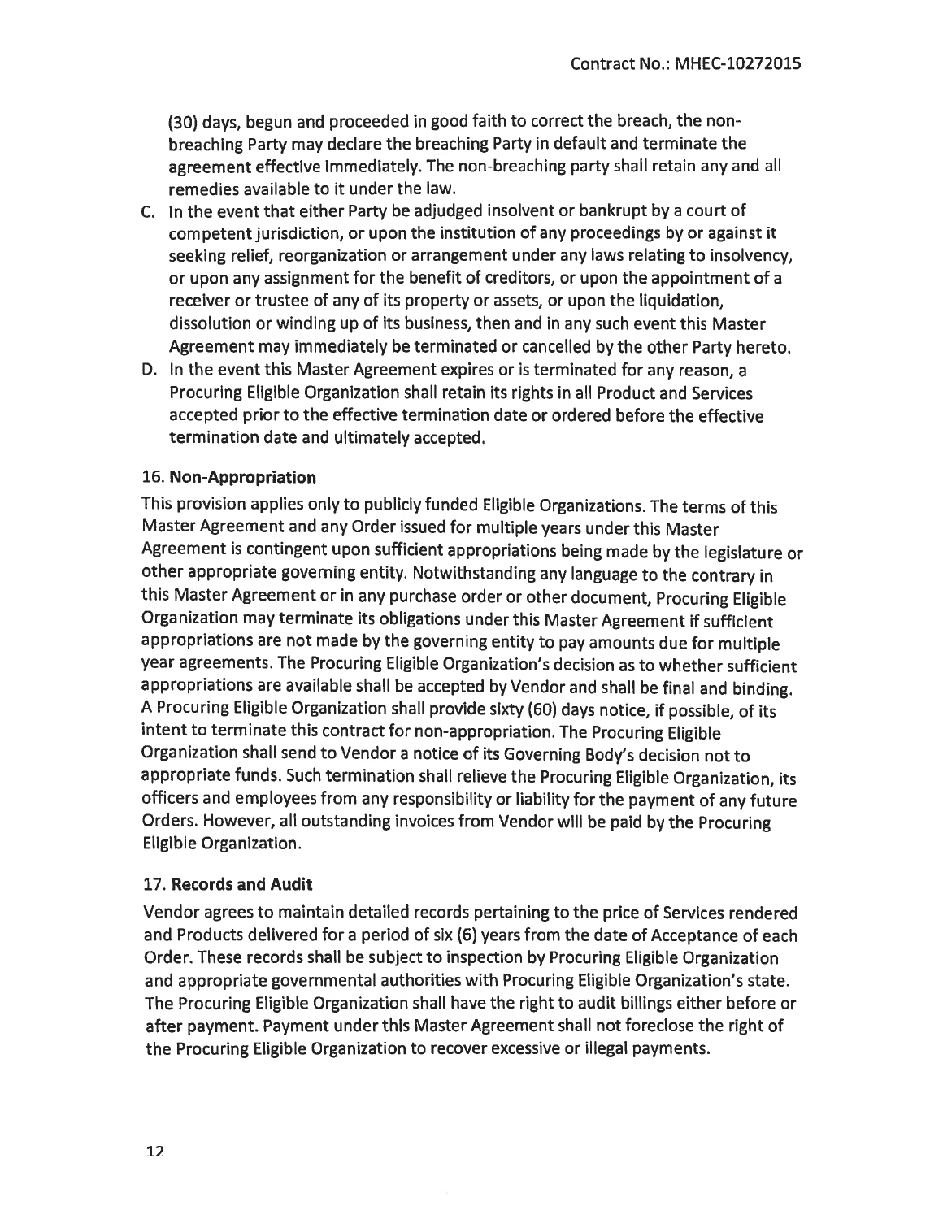(30) days, begun and proceeded in good faith to correct the breach, the non-breaching Party may declare the breaching Party in default and terminate the agreement effective immediately. The non-breaching party shall retain any and all remedies available to it under the law.

C. In the event that either Party be adjudged insolvent or bankrupt by a court of competent jurisdiction, or upon the institution of any proceedings by or against it seeking relief, reorganization or arrangement under any laws relating to insolvency, or upon any assignment for the benefit of creditors, or upon the appointment of a receiver or trustee of any of its property or assets, or upon the liquidation, dissolution or winding up of its business, then and in any such event this Master Agreement may immediately be terminated or cancelled by the other Party hereto.
D. In the event this Master Agreement expires or is terminated for any reason, a Procuring Eligible Organization shall retain its rights in all Product and Services accepted prior to the effective termination date or ordered before the effective termination date and ultimately accepted.

### 16. Non-Appropriation

This provision applies only to publicly funded Eligible Organizations. The terms of this Master Agreement and any Order issued for multiple years under this Master Agreement is contingent upon sufficient appropriations being made by the legislature or other appropriate governing entity. Notwithstanding any language to the contrary in this Master Agreement or in any purchase order or other document, Procuring Eligible Organization may terminate its obligations under this Master Agreement if sufficient appropriations are not made by the governing entity to pay amounts due for multiple year agreements. The Procuring Eligible Organization's decision as to whether sufficient appropriations are available shall be accepted by Vendor and shall be final and binding. A Procuring Eligible Organization shall provide sixty (60) days notice, if possible, of its intent to terminate this contract for non-appropriation. The Procuring Eligible Organization shall send to Vendor a notice of its Governing Body's decision not to appropriate funds. Such termination shall relieve the Procuring Eligible Organization, its officers and employees from any responsibility or liability for the payment of any future Orders. However, all outstanding invoices from Vendor will be paid by the Procuring Eligible Organization.

### 17. Records and Audit

Vendor agrees to maintain detailed records pertaining to the price of Services rendered and Products delivered for a period of six (6) years from the date of Acceptance of each Order. These records shall be subject to inspection by Procuring Eligible Organization and appropriate governmental authorities with Procuring Eligible Organization's state. The Procuring Eligible Organization shall have the right to audit billings either before or after payment. Payment under this Master Agreement shall not foreclose the right of the Procuring Eligible Organization to recover excessive or illegal payments.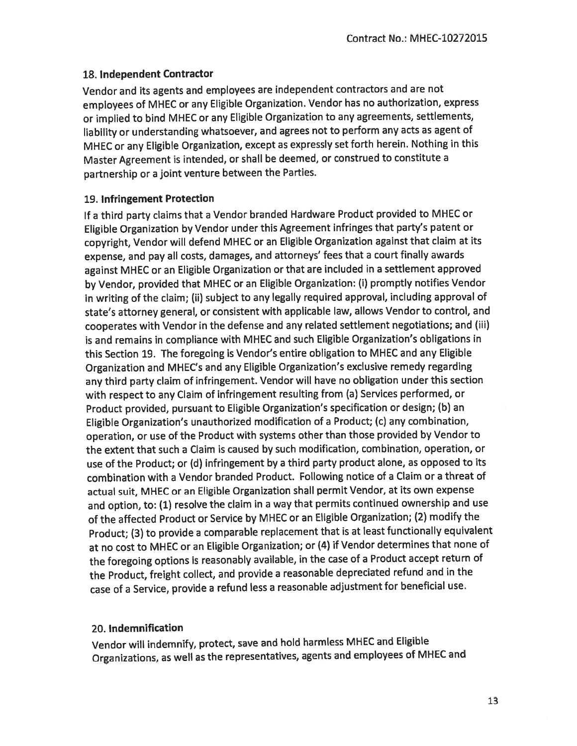## 18. Independent Contractor

Vendor and its agents and employees are independent contractors and are not employees of MHEC or any Eligible Organization. Vendor has no authorization, express or implied to bind MHEC or any Eligible Organization to any agreements, settlements, liability or understanding whatsoever, and agrees not to perform any acts as agent of MHEC or any Eligible Organization, except as expressly set forth herein. Nothing in this Master Agreement is intended, or shall be deemed, or construed to constitute a partnership or a joint venture between the Parties.

## 19. Infringement Protection

If a third party claims that a Vendor branded Hardware Product provided to MHEC or Eligible Organization by Vendor under this Agreement infringes that party's patent or copyright, Vendor will defend MHEC or an Eligible Organization against that claim at its expense, and pay all costs, damages, and attorneys' fees that a court finally awards against MHEC or an Eligible Organization or that are included in a settlement approved by Vendor, provided that MHEC or an Eligible Organization: (i) promptly notifies Vendor in writing of the claim; (ii) subject to any legally required approval, including approval of state's attorney general, or consistent with applicable law, allows Vendor to control, and cooperates with Vendor in the defense and any related settlement negotiations; and (iii) is and remains in compliance with MHEC and such Eligible Organization's obligations in this Section 19. The foregoing is Vendor's entire obligation to MHEC and any Eligible Organization and MHEC's and any Eligible Organization's exclusive remedy regarding any third party claim of infringement. Vendor will have no obligation under this section with respect to any Claim of infringement resulting from (a) Services performed, or Product provided, pursuant to Eligible Organization's specification or design; (b) an Eligible Organization's unauthorized modification of a Product; (c) any combination, operation, or use of the Product with systems other than those provided by Vendor to the extent that such a Claim is caused by such modification, combination, operation, or use of the Product; or (d) infringement by a third party product alone, as opposed to its combination with a Vendor branded Product. Following notice of a Claim or a threat of actual suit, MHEC or an Eligible Organization shall permit Vendor, at its own expense and option, to: (1) resolve the claim in a way that permits continued ownership and use of the affected Product or Service by MHEC or an Eligible Organization; (2) modify the Product; (3) to provide a comparable replacement that is at least functionally equivalent at no cost to MHEC or an Eligible Organization; or (4) if Vendor determines that none of the foregoing options is reasonably available, in the case of a Product accept return of the Product, freight collect, and provide a reasonable depreciated refund and in the case of a Service, provide a refund less a reasonable adjustment for beneficial use.

## 20. Indemnification

Vendor will indemnify, protect, save and hold harmless MHEC and Eligible Organizations, as well as the representatives, agents and employees of MHEC and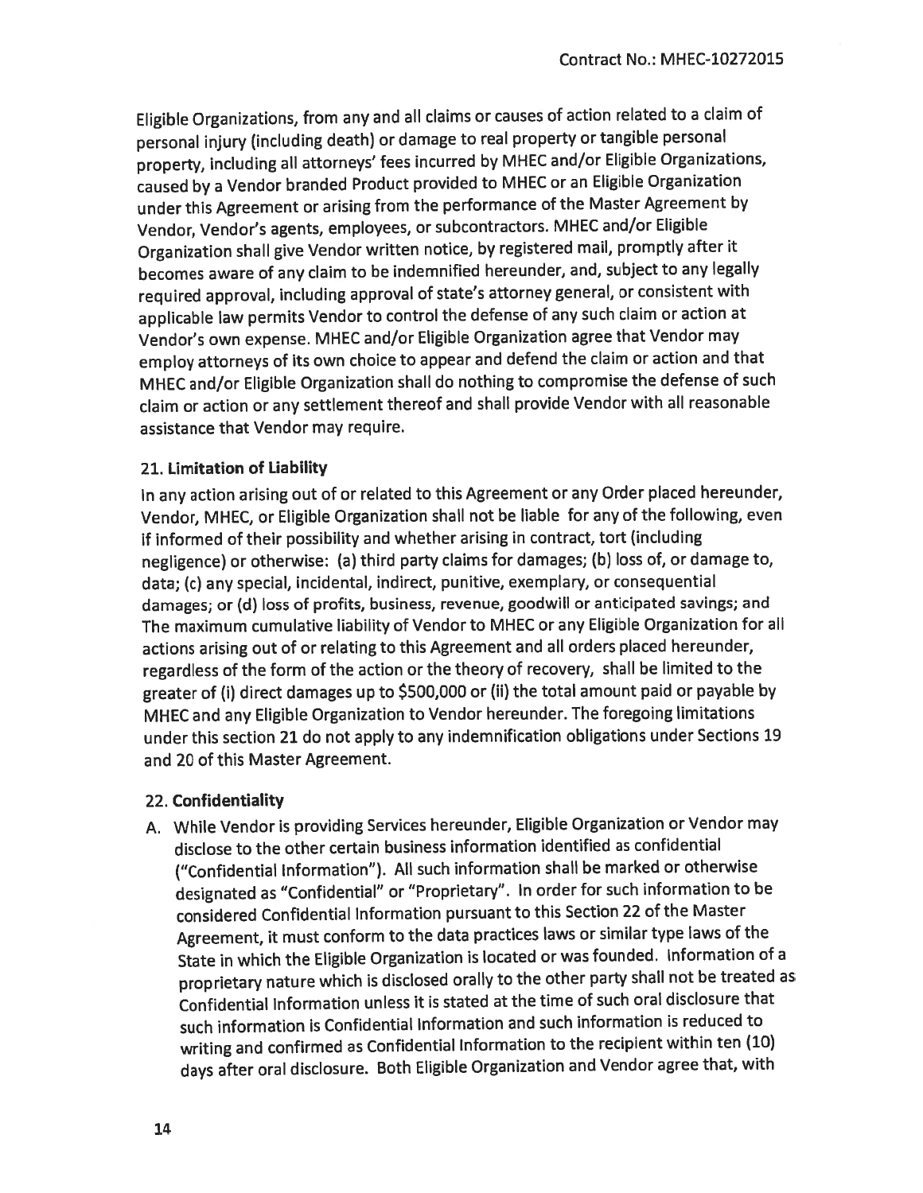Eligible Organizations, from any and all claims or causes of action related to a claim of personal injury (including death) or damage to real property or tangible personal property, including all attorneys' fees incurred by MHEC and/or Eligible Organizations, caused by a Vendor branded Product provided to MHEC or an Eligible Organization under this Agreement or arising from the performance of the Master Agreement by Vendor, Vendor's agents, employees, or subcontractors. MHEC and/or Eligible Organization shall give Vendor written notice, by registered mail, promptly after it becomes aware of any claim to be indemnified hereunder, and, subject to any legally required approval, including approval of state's attorney general, or consistent with applicable law permits Vendor to control the defense of any such claim or action at Vendor's own expense. MHEC and/or Eligible Organization agree that Vendor may employ attorneys of its own choice to appear and defend the claim or action and that MHEC and/or Eligible Organization shall do nothing to compromise the defense of such claim or action or any settlement thereof and shall provide Vendor with all reasonable assistance that Vendor may require.

**21. Limitation of Liability**

In any action arising out of or related to this Agreement or any Order placed hereunder, Vendor, MHEC, or Eligible Organization shall not be liable for any of the following, even if informed of their possibility and whether arising in contract, tort (including negligence) or otherwise: (a) third party claims for damages; (b) loss of, or damage to, data; (c) any special, incidental, indirect, punitive, exemplary, or consequential damages; or (d) loss of profits, business, revenue, goodwill or anticipated savings; and The maximum cumulative liability of Vendor to MHEC or any Eligible Organization for all actions arising out of or relating to this Agreement and all orders placed hereunder, regardless of the form of the action or the theory of recovery, shall be limited to the greater of (i) direct damages up to $500,000 or (ii) the total amount paid or payable by MHEC and any Eligible Organization to Vendor hereunder. The foregoing limitations under this section 21 do not apply to any indemnification obligations under Sections 19 and 20 of this Master Agreement.

**22. Confidentiality**

A. While Vendor is providing Services hereunder, Eligible Organization or Vendor may disclose to the other certain business information identified as confidential ("Confidential Information"). All such information shall be marked or otherwise designated as "Confidential" or "Proprietary". In order for such information to be considered Confidential Information pursuant to this Section 22 of the Master Agreement, it must conform to the data practices laws or similar type laws of the State in which the Eligible Organization is located or was founded. Information of a proprietary nature which is disclosed orally to the other party shall not be treated as Confidential Information unless it is stated at the time of such oral disclosure that such information is Confidential Information and such information is reduced to writing and confirmed as Confidential Information to the recipient within ten (10) days after oral disclosure. Both Eligible Organization and Vendor agree that, with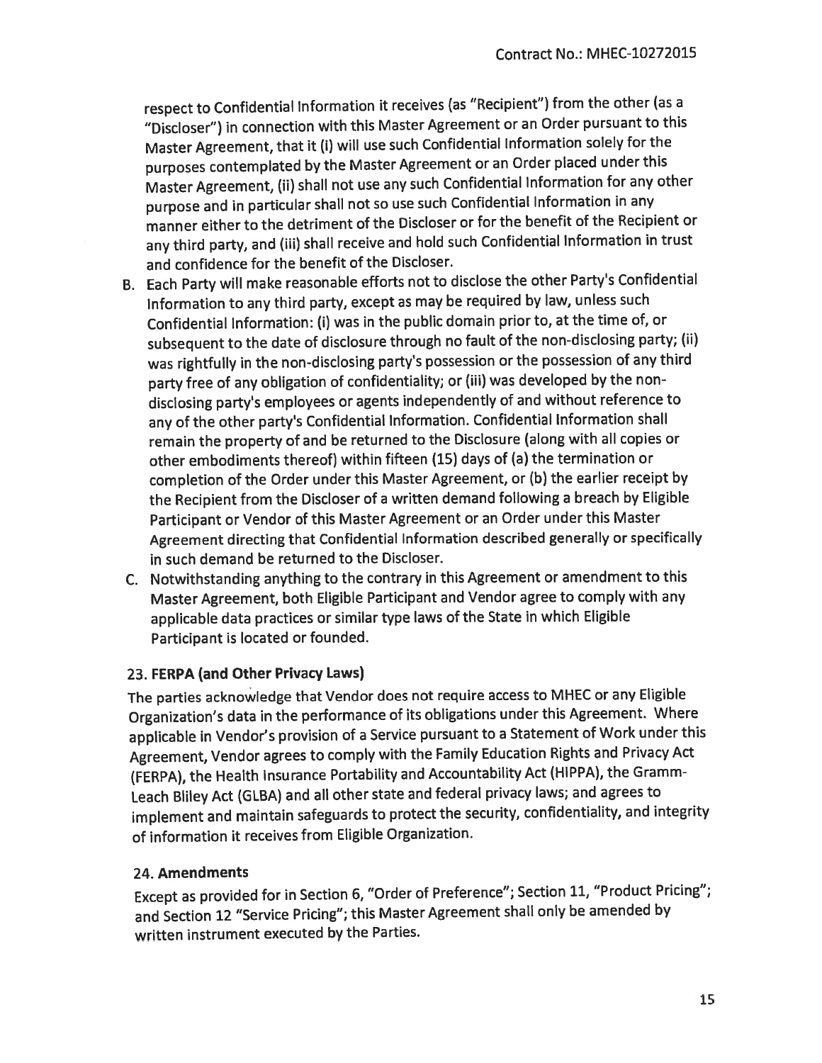respect to Confidential Information it receives (as "Recipient") from the other (as a "Discloser") in connection with this Master Agreement or an Order pursuant to this Master Agreement, that it (i) will use such Confidential Information solely for the purposes contemplated by the Master Agreement or an Order placed under this Master Agreement, (ii) shall not use any such Confidential Information for any other purpose and in particular shall not so use such Confidential Information in any manner either to the detriment of the Discloser or for the benefit of the Recipient or any third party, and (iii) shall receive and hold such Confidential Information in trust and confidence for the benefit of the Discloser.

B. Each Party will make reasonable efforts not to disclose the other Party's Confidential Information to any third party, except as may be required by law, unless such Confidential Information: (i) was in the public domain prior to, at the time of, or subsequent to the date of disclosure through no fault of the non-disclosing party; (ii) was rightfully in the non-disclosing party's possession or the possession of any third party free of any obligation of confidentiality; or (iii) was developed by the non-disclosing party's employees or agents independently of and without reference to any of the other party's Confidential Information. Confidential Information shall remain the property of and be returned to the Disclosure (along with all copies or other embodiments thereof) within fifteen (15) days of (a) the termination or completion of the Order under this Master Agreement, or (b) the earlier receipt by the Recipient from the Discloser of a written demand following a breach by Eligible Participant or Vendor of this Master Agreement or an Order under this Master Agreement directing that Confidential Information described generally or specifically in such demand be returned to the Discloser.

C. Notwithstanding anything to the contrary in this Agreement or amendment to this Master Agreement, both Eligible Participant and Vendor agree to comply with any applicable data practices or similar type laws of the State in which Eligible Participant is located or founded.

### 23. FERPA (and Other Privacy Laws)

The parties acknowledge that Vendor does not require access to MHEC or any Eligible Organization's data in the performance of its obligations under this Agreement. Where applicable in Vendor's provision of a Service pursuant to a Statement of Work under this Agreement, Vendor agrees to comply with the Family Education Rights and Privacy Act (FERPA), the Health Insurance Portability and Accountability Act (HIPPA), the Gramm-Leach Bliley Act (GLBA) and all other state and federal privacy laws; and agrees to implement and maintain safeguards to protect the security, confidentiality, and integrity of information it receives from Eligible Organization.

### 24. Amendments

Except as provided for in Section 6, "Order of Preference"; Section 11, "Product Pricing"; and Section 12 "Service Pricing"; this Master Agreement shall only be amended by written instrument executed by the Parties.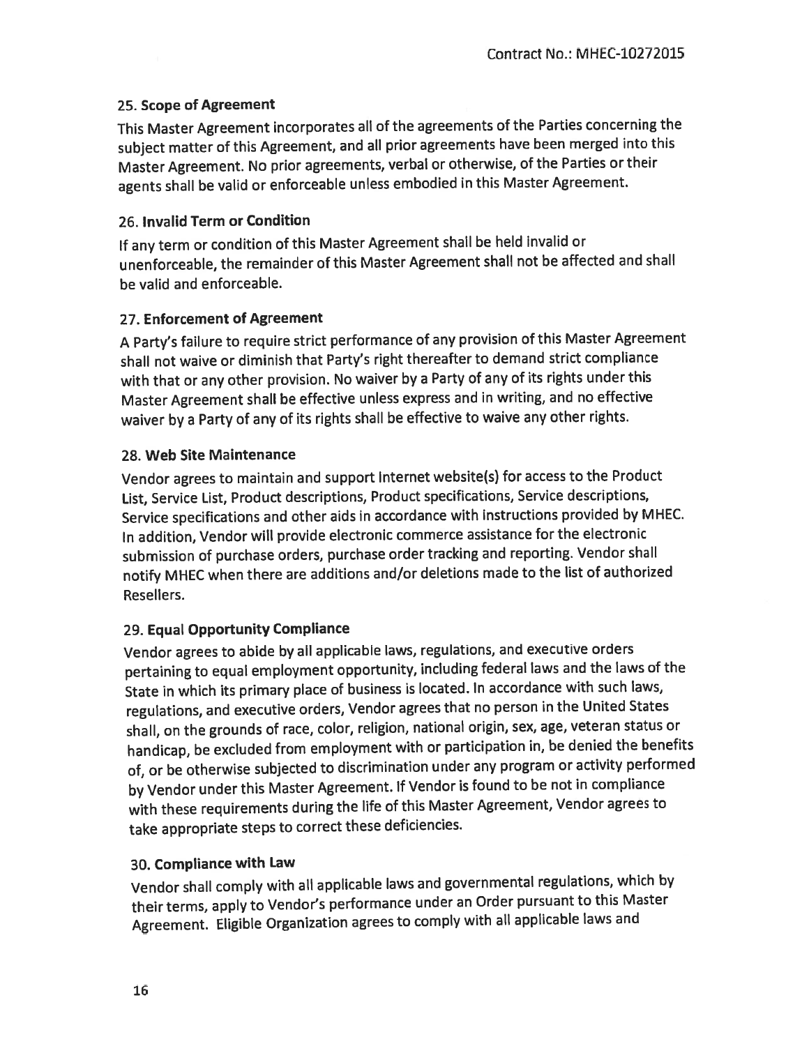### 25. Scope of Agreement

This Master Agreement incorporates all of the agreements of the Parties concerning the subject matter of this Agreement, and all prior agreements have been merged into this Master Agreement. No prior agreements, verbal or otherwise, of the Parties or their agents shall be valid or enforceable unless embodied in this Master Agreement.

### 26. Invalid Term or Condition

If any term or condition of this Master Agreement shall be held invalid or unenforceable, the remainder of this Master Agreement shall not be affected and shall be valid and enforceable.

### 27. Enforcement of Agreement

A Party's failure to require strict performance of any provision of this Master Agreement shall not waive or diminish that Party's right thereafter to demand strict compliance with that or any other provision. No waiver by a Party of any of its rights under this Master Agreement shall be effective unless express and in writing, and no effective waiver by a Party of any of its rights shall be effective to waive any other rights.

### 28. Web Site Maintenance

Vendor agrees to maintain and support Internet website(s) for access to the Product List, Service List, Product descriptions, Product specifications, Service descriptions, Service specifications and other aids in accordance with instructions provided by MHEC. In addition, Vendor will provide electronic commerce assistance for the electronic submission of purchase orders, purchase order tracking and reporting. Vendor shall notify MHEC when there are additions and/or deletions made to the list of authorized Resellers.

### 29. Equal Opportunity Compliance

Vendor agrees to abide by all applicable laws, regulations, and executive orders pertaining to equal employment opportunity, including federal laws and the laws of the State in which its primary place of business is located. In accordance with such laws, regulations, and executive orders, Vendor agrees that no person in the United States shall, on the grounds of race, color, religion, national origin, sex, age, veteran status or handicap, be excluded from employment with or participation in, be denied the benefits of, or be otherwise subjected to discrimination under any program or activity performed by Vendor under this Master Agreement. If Vendor is found to be not in compliance with these requirements during the life of this Master Agreement, Vendor agrees to take appropriate steps to correct these deficiencies.

### 30. Compliance with Law

Vendor shall comply with all applicable laws and governmental regulations, which by their terms, apply to Vendor's performance under an Order pursuant to this Master Agreement. Eligible Organization agrees to comply with all applicable laws and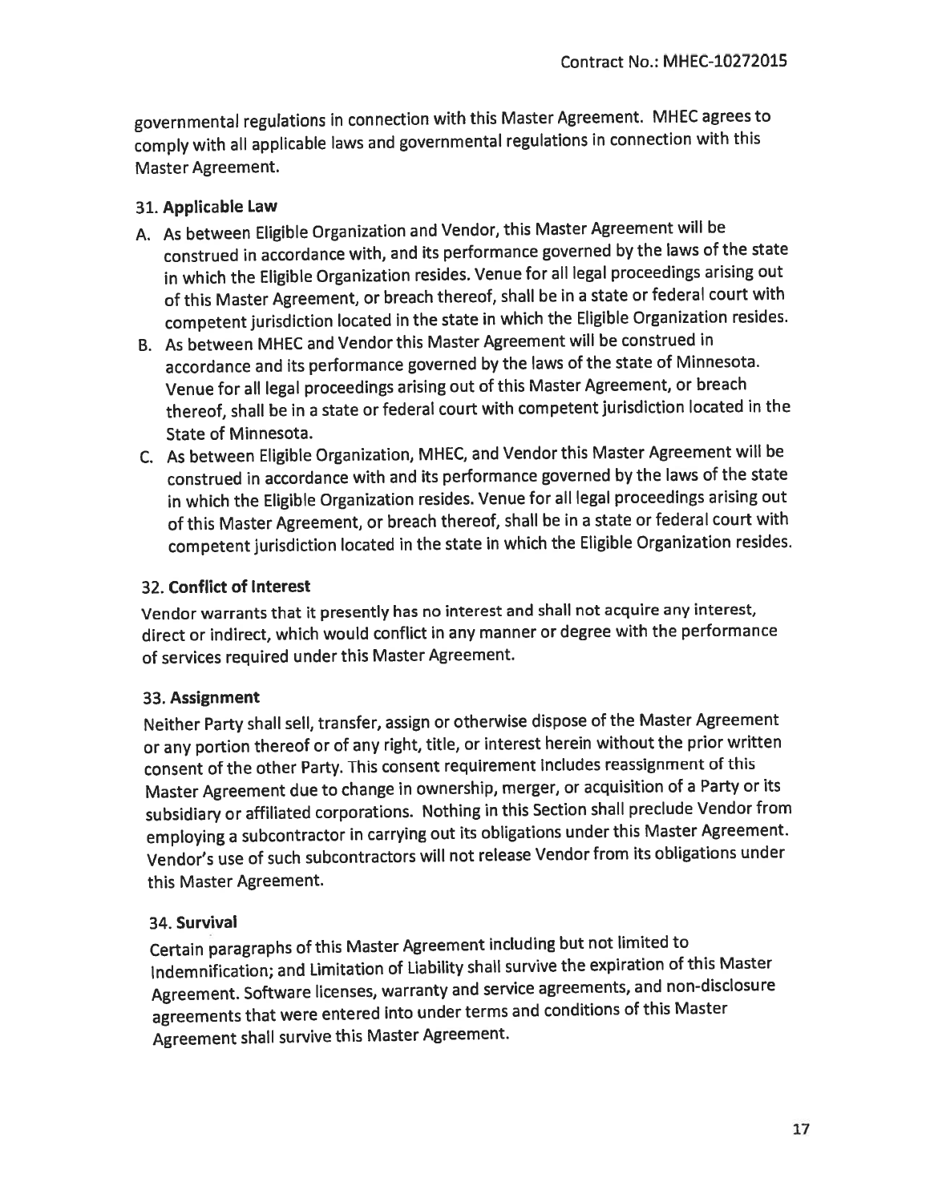governmental regulations in connection with this Master Agreement. MHEC agrees to comply with all applicable laws and governmental regulations in connection with this Master Agreement.

## 31. Applicable Law

A. As between Eligible Organization and Vendor, this Master Agreement will be construed in accordance with, and its performance governed by the laws of the state in which the Eligible Organization resides. Venue for all legal proceedings arising out of this Master Agreement, or breach thereof, shall be in a state or federal court with competent jurisdiction located in the state in which the Eligible Organization resides.

B. As between MHEC and Vendor this Master Agreement will be construed in accordance and its performance governed by the laws of the state of Minnesota. Venue for all legal proceedings arising out of this Master Agreement, or breach thereof, shall be in a state or federal court with competent jurisdiction located in the State of Minnesota.

C. As between Eligible Organization, MHEC, and Vendor this Master Agreement will be construed in accordance with and its performance governed by the laws of the state in which the Eligible Organization resides. Venue for all legal proceedings arising out of this Master Agreement, or breach thereof, shall be in a state or federal court with competent jurisdiction located in the state in which the Eligible Organization resides.

## 32. Conflict of Interest

Vendor warrants that it presently has no interest and shall not acquire any interest, direct or indirect, which would conflict in any manner or degree with the performance of services required under this Master Agreement.

## 33. Assignment

Neither Party shall sell, transfer, assign or otherwise dispose of the Master Agreement or any portion thereof or of any right, title, or interest herein without the prior written consent of the other Party. This consent requirement includes reassignment of this Master Agreement due to change in ownership, merger, or acquisition of a Party or its subsidiary or affiliated corporations. Nothing in this Section shall preclude Vendor from employing a subcontractor in carrying out its obligations under this Master Agreement. Vendor's use of such subcontractors will not release Vendor from its obligations under this Master Agreement.

## 34. Survival

Certain paragraphs of this Master Agreement including but not limited to Indemnification; and Limitation of Liability shall survive the expiration of this Master Agreement. Software licenses, warranty and service agreements, and non-disclosure agreements that were entered into under terms and conditions of this Master Agreement shall survive this Master Agreement.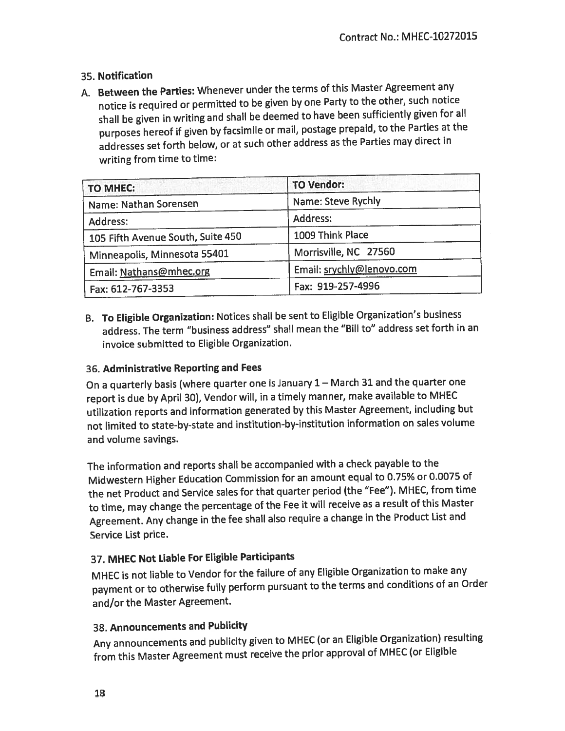### 35. Notification

A. **Between the Parties:** Whenever under the terms of this Master Agreement any notice is required or permitted to be given by one Party to the other, such notice shall be given in writing and shall be deemed to have been sufficiently given for all purposes hereof if given by facsimile or mail, postage prepaid, to the Parties at the addresses set forth below, or at such other address as the Parties may direct in writing from time to time:

| TO MHEC: | TO Vendor: |
|---|---|
| Name: Nathan Sorensen | Name: Steve Rychly |
| Address: | Address: |
| 105 Fifth Avenue South, Suite 450 | 1009 Think Place |
| Minneapolis, Minnesota 55401 | Morrisville, NC 27560 |
| Email: Nathans@mhec.org | Email: srychly@lenovo.com |
| Fax: 612-767-3353 | Fax: 919-257-4996 |

B. **To Eligible Organization:** Notices shall be sent to Eligible Organization's business address. The term "business address" shall mean the "Bill to" address set forth in an invoice submitted to Eligible Organization.

### 36. Administrative Reporting and Fees

On a quarterly basis (where quarter one is January 1 – March 31 and the quarter one report is due by April 30), Vendor will, in a timely manner, make available to MHEC utilization reports and information generated by this Master Agreement, including but not limited to state-by-state and institution-by-institution information on sales volume and volume savings.

The information and reports shall be accompanied with a check payable to the Midwestern Higher Education Commission for an amount equal to 0.75% or 0.0075 of the net Product and Service sales for that quarter period (the "Fee"). MHEC, from time to time, may change the percentage of the Fee it will receive as a result of this Master Agreement. Any change in the fee shall also require a change in the Product List and Service List price.

### 37. MHEC Not Liable For Eligible Participants

MHEC is not liable to Vendor for the failure of any Eligible Organization to make any payment or to otherwise fully perform pursuant to the terms and conditions of an Order and/or the Master Agreement.

### 38. Announcements and Publicity

Any announcements and publicity given to MHEC (or an Eligible Organization) resulting from this Master Agreement must receive the prior approval of MHEC (or Eligible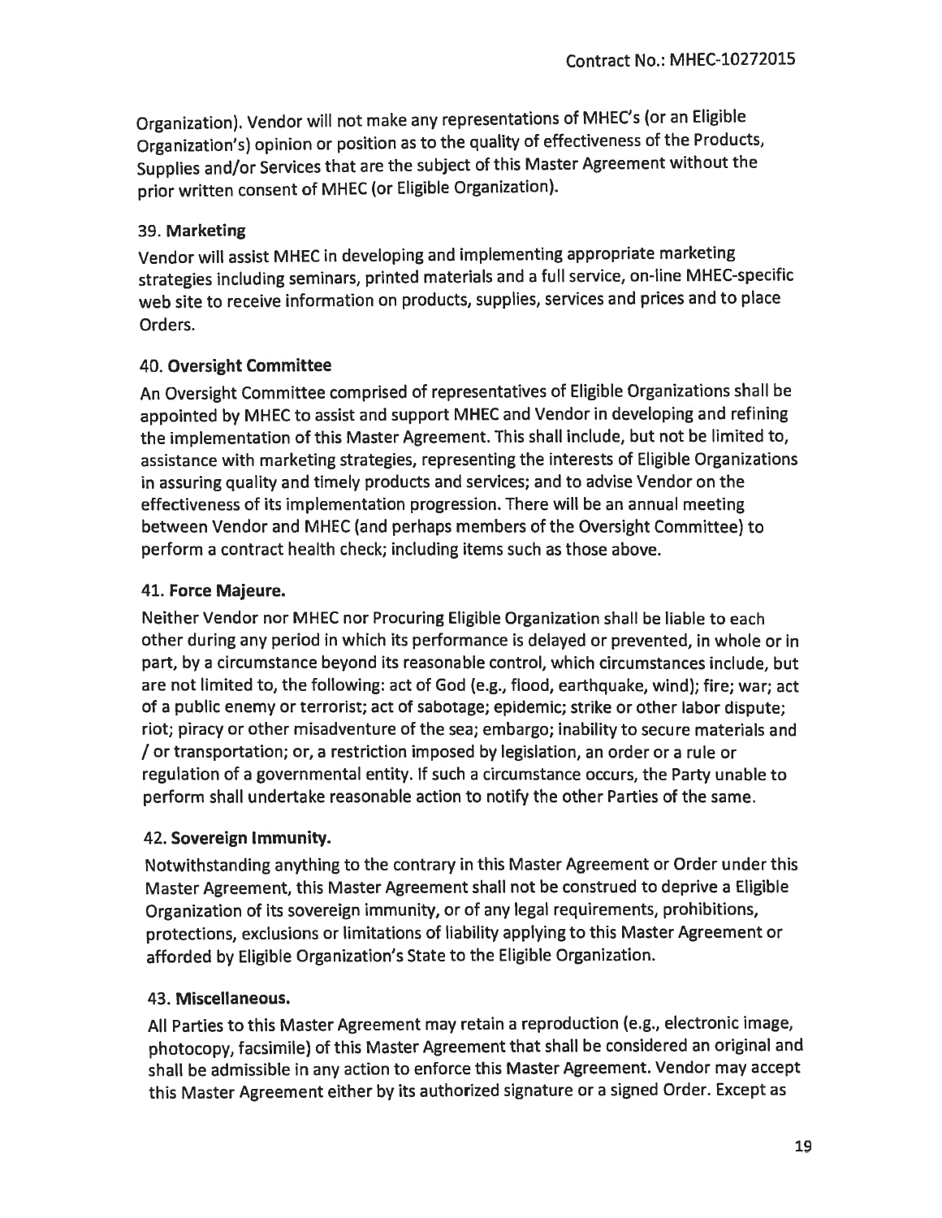Organization). Vendor will not make any representations of MHEC's (or an Eligible Organization's) opinion or position as to the quality of effectiveness of the Products, Supplies and/or Services that are the subject of this Master Agreement without the prior written consent of MHEC (or Eligible Organization).

### 39. Marketing

Vendor will assist MHEC in developing and implementing appropriate marketing strategies including seminars, printed materials and a full service, on-line MHEC-specific web site to receive information on products, supplies, services and prices and to place Orders.

### 40. Oversight Committee

An Oversight Committee comprised of representatives of Eligible Organizations shall be appointed by MHEC to assist and support MHEC and Vendor in developing and refining the implementation of this Master Agreement. This shall include, but not be limited to, assistance with marketing strategies, representing the interests of Eligible Organizations in assuring quality and timely products and services; and to advise Vendor on the effectiveness of its implementation progression. There will be an annual meeting between Vendor and MHEC (and perhaps members of the Oversight Committee) to perform a contract health check; including items such as those above.

### 41. Force Majeure.

Neither Vendor nor MHEC nor Procuring Eligible Organization shall be liable to each other during any period in which its performance is delayed or prevented, in whole or in part, by a circumstance beyond its reasonable control, which circumstances include, but are not limited to, the following: act of God (e.g., flood, earthquake, wind); fire; war; act of a public enemy or terrorist; act of sabotage; epidemic; strike or other labor dispute; riot; piracy or other misadventure of the sea; embargo; inability to secure materials and / or transportation; or, a restriction imposed by legislation, an order or a rule or regulation of a governmental entity. If such a circumstance occurs, the Party unable to perform shall undertake reasonable action to notify the other Parties of the same.

### 42. Sovereign Immunity.

Notwithstanding anything to the contrary in this Master Agreement or Order under this Master Agreement, this Master Agreement shall not be construed to deprive a Eligible Organization of its sovereign immunity, or of any legal requirements, prohibitions, protections, exclusions or limitations of liability applying to this Master Agreement or afforded by Eligible Organization's State to the Eligible Organization.

### 43. Miscellaneous.

All Parties to this Master Agreement may retain a reproduction (e.g., electronic image, photocopy, facsimile) of this Master Agreement that shall be considered an original and shall be admissible in any action to enforce this Master Agreement. Vendor may accept this Master Agreement either by its authorized signature or a signed Order. Except as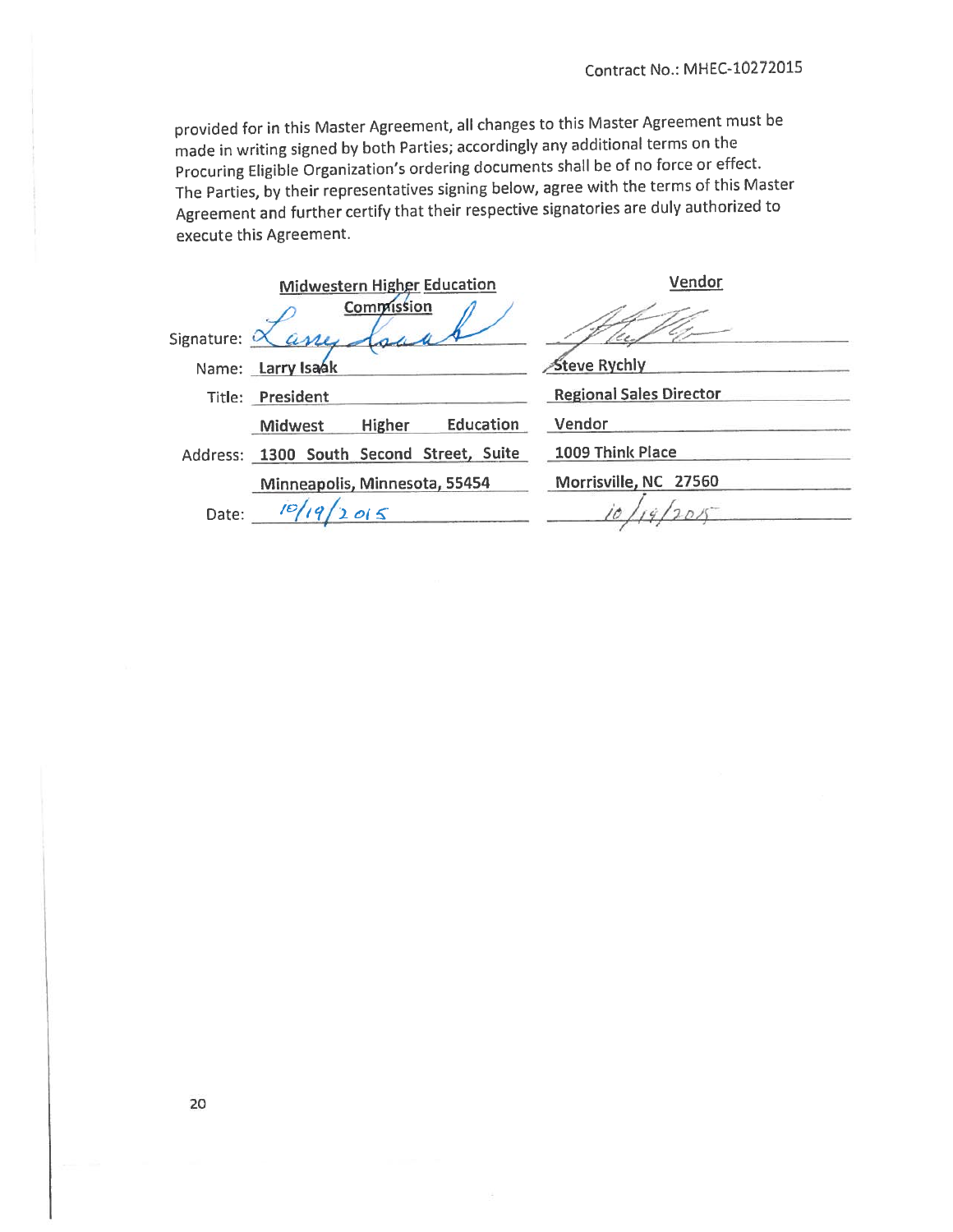provided for in this Master Agreement, all changes to this Master Agreement must be made in writing signed by both Parties; accordingly any additional terms on the Procuring Eligible Organization's ordering documents shall be of no force or effect. The Parties, by their representatives signing below, agree with the terms of this Master Agreement and further certify that their respective signatories are duly authorized to execute this Agreement.

| | Midwestern Higher Education Commission | Vendor |
|---|---|---|
| Signature: | *Larry Isaak* | *(signature)* |
| Name: | Larry Isaak | Steve Rychly |
| Title: | President | Regional Sales Director |
| | Midwest Higher Education | Vendor |
| Address: | 1300 South Second Street, Suite | 1009 Think Place |
| | Minneapolis, Minnesota, 55454 | Morrisville, NC 27560 |
| Date: | 10/19/2015 | 10/19/2015 |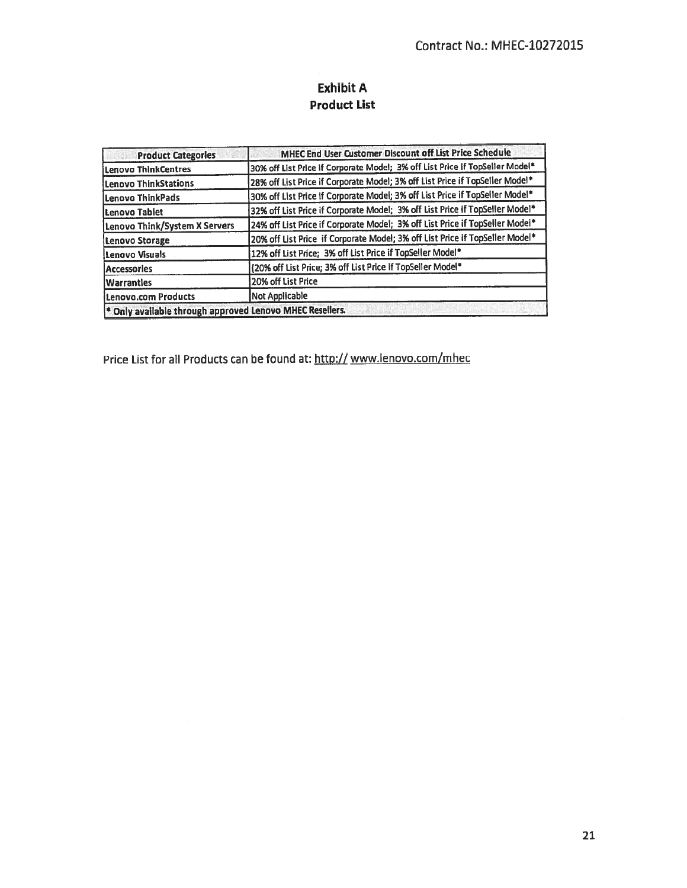Contract No.: MHEC-10272015

# Exhibit A

## Product List

| Product Categories | MHEC End User Customer Discount off List Price Schedule |
|---|---|
| Lenovo ThinkCentres | 30% off List Price if Corporate Model; 3% off List Price if TopSeller Model* |
| Lenovo ThinkStations | 28% off List Price if Corporate Model; 3% off List Price if TopSeller Model* |
| Lenovo ThinkPads | 30% off List Price if Corporate Model; 3% off List Price if TopSeller Model* |
| Lenovo Tablet | 32% off List Price if Corporate Model; 3% off List Price if TopSeller Model* |
| Lenovo Think/System X Servers | 24% off List Price if Corporate Model; 3% off List Price if TopSeller Model* |
| Lenovo Storage | 20% off List Price if Corporate Model; 3% off List Price if TopSeller Model* |
| Lenovo Visuals | 12% off List Price; 3% off List Price if TopSeller Model* |
| Accessories | (20% off List Price; 3% off List Price if TopSeller Model* |
| Warranties | 20% off List Price |
| Lenovo.com Products | Not Applicable |
| * Only available through approved Lenovo MHEC Resellers. | |

Price List for all Products can be found at: http:// www.lenovo.com/mhec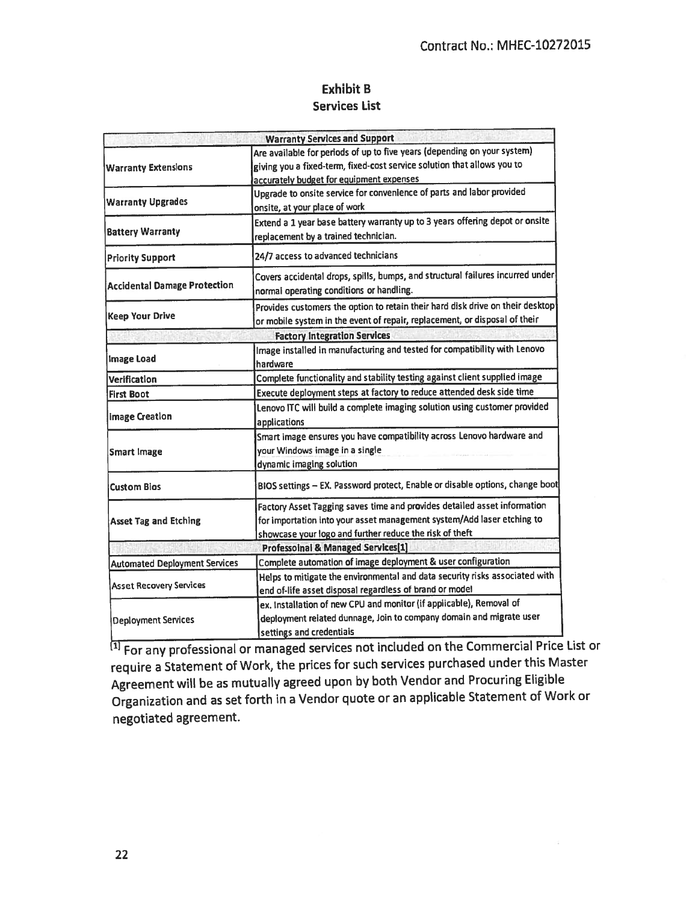Contract No.: MHEC-10272015

## Exhibit B
### Services List

| **Warranty Services and Support** | |
|---|---|
| Warranty Extensions | Are available for periods of up to five years (depending on your system) giving you a fixed-term, fixed-cost service solution that allows you to accurately budget for equipment expenses |
| Warranty Upgrades | Upgrade to onsite service for convenience of parts and labor provided onsite, at your place of work |
| Battery Warranty | Extend a 1 year base battery warranty up to 3 years offering depot or onsite replacement by a trained technician. |
| Priority Support | 24/7 access to advanced technicians |
| Accidental Damage Protection | Covers accidental drops, spills, bumps, and structural failures incurred under normal operating conditions or handling. |
| Keep Your Drive | Provides customers the option to retain their hard disk drive on their desktop or mobile system in the event of repair, replacement, or disposal of their |
| **Factory Integration Services** | |
| Image Load | Image installed in manufacturing and tested for compatibility with Lenovo hardware |
| Verification | Complete functionality and stability testing against client supplied image |
| First Boot | Execute deployment steps at factory to reduce attended desk side time |
| Image Creation | Lenovo ITC will build a complete imaging solution using customer provided applications |
| Smart Image | Smart image ensures you have compatibility across Lenovo hardware and your Windows image in a single dynamic imaging solution |
| Custom Bios | BIOS settings – EX. Password protect, Enable or disable options, change boot |
| Asset Tag and Etching | Factory Asset Tagging saves time and provides detailed asset information for importation into your asset management system/Add laser etching to showcase your logo and further reduce the risk of theft |
| **Professoinal & Managed Services[1]** | |
| Automated Deployment Services | Complete automation of image deployment & user configuration |
| Asset Recovery Services | Helps to mitigate the environmental and data security risks associated with end of-life asset disposal regardless of brand or model |
| Deployment Services | ex. Installation of new CPU and monitor (if applicable), Removal of deployment related dunnage, Join to company domain and migrate user settings and credentials |

[1] For any professional or managed services not included on the Commercial Price List or require a Statement of Work, the prices for such services purchased under this Master Agreement will be as mutually agreed upon by both Vendor and Procuring Eligible Organization and as set forth in a Vendor quote or an applicable Statement of Work or negotiated agreement.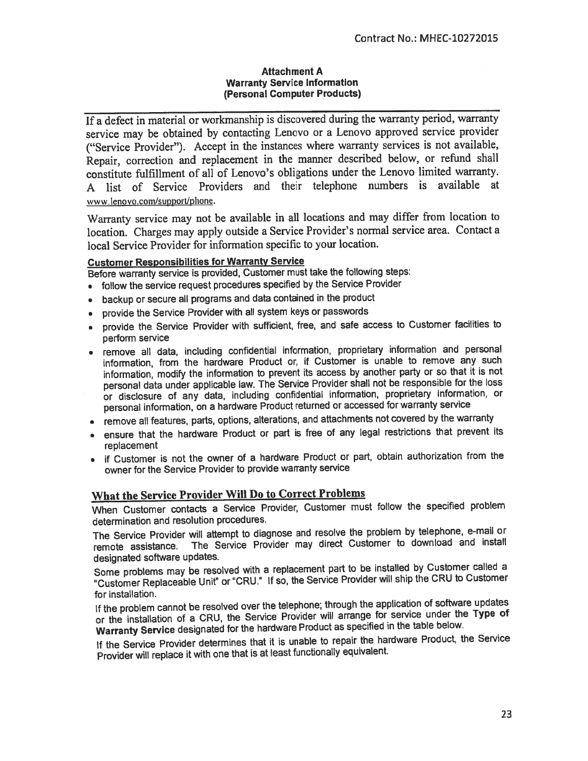**Attachment A**
**Warranty Service Information**
**(Personal Computer Products)**

---

If a defect in material or workmanship is discovered during the warranty period, warranty service may be obtained by contacting Lenovo or a Lenovo approved service provider ("Service Provider"). Accept in the instances where warranty services is not available, Repair, correction and replacement in the manner described below, or refund shall constitute fulfillment of all of Lenovo's obligations under the Lenovo limited warranty. A list of Service Providers and their telephone numbers is available at www.lenovo.com/support/phone.

Warranty service may not be available in all locations and may differ from location to location. Charges may apply outside a Service Provider's normal service area. Contact a local Service Provider for information specific to your location.

**Customer Responsibilities for Warranty Service**

Before warranty service is provided, Customer must take the following steps:

- follow the service request procedures specified by the Service Provider
- backup or secure all programs and data contained in the product
- provide the Service Provider with all system keys or passwords
- provide the Service Provider with sufficient, free, and safe access to Customer facilities to perform service
- remove all data, including confidential information, proprietary information and personal information, from the hardware Product or, if Customer is unable to remove any such information, modify the information to prevent its access by another party or so that it is not personal data under applicable law. The Service Provider shall not be responsible for the loss or disclosure of any data, including confidential information, proprietary information, or personal information, on a hardware Product returned or accessed for warranty service
- remove all features, parts, options, alterations, and attachments not covered by the warranty
- ensure that the hardware Product or part is free of any legal restrictions that prevent its replacement
- if Customer is not the owner of a hardware Product or part, obtain authorization from the owner for the Service Provider to provide warranty service

## What the Service Provider Will Do to Correct Problems

When Customer contacts a Service Provider, Customer must follow the specified problem determination and resolution procedures.

The Service Provider will attempt to diagnose and resolve the problem by telephone, e-mail or remote assistance. The Service Provider may direct Customer to download and install designated software updates.

Some problems may be resolved with a replacement part to be installed by Customer called a "Customer Replaceable Unit" or "CRU." If so, the Service Provider will ship the CRU to Customer for installation.

If the problem cannot be resolved over the telephone; through the application of software updates or the installation of a CRU, the Service Provider will arrange for service under the **Type of Warranty Service** designated for the hardware Product as specified in the table below.

If the Service Provider determines that it is unable to repair the hardware Product, the Service Provider will replace it with one that is at least functionally equivalent.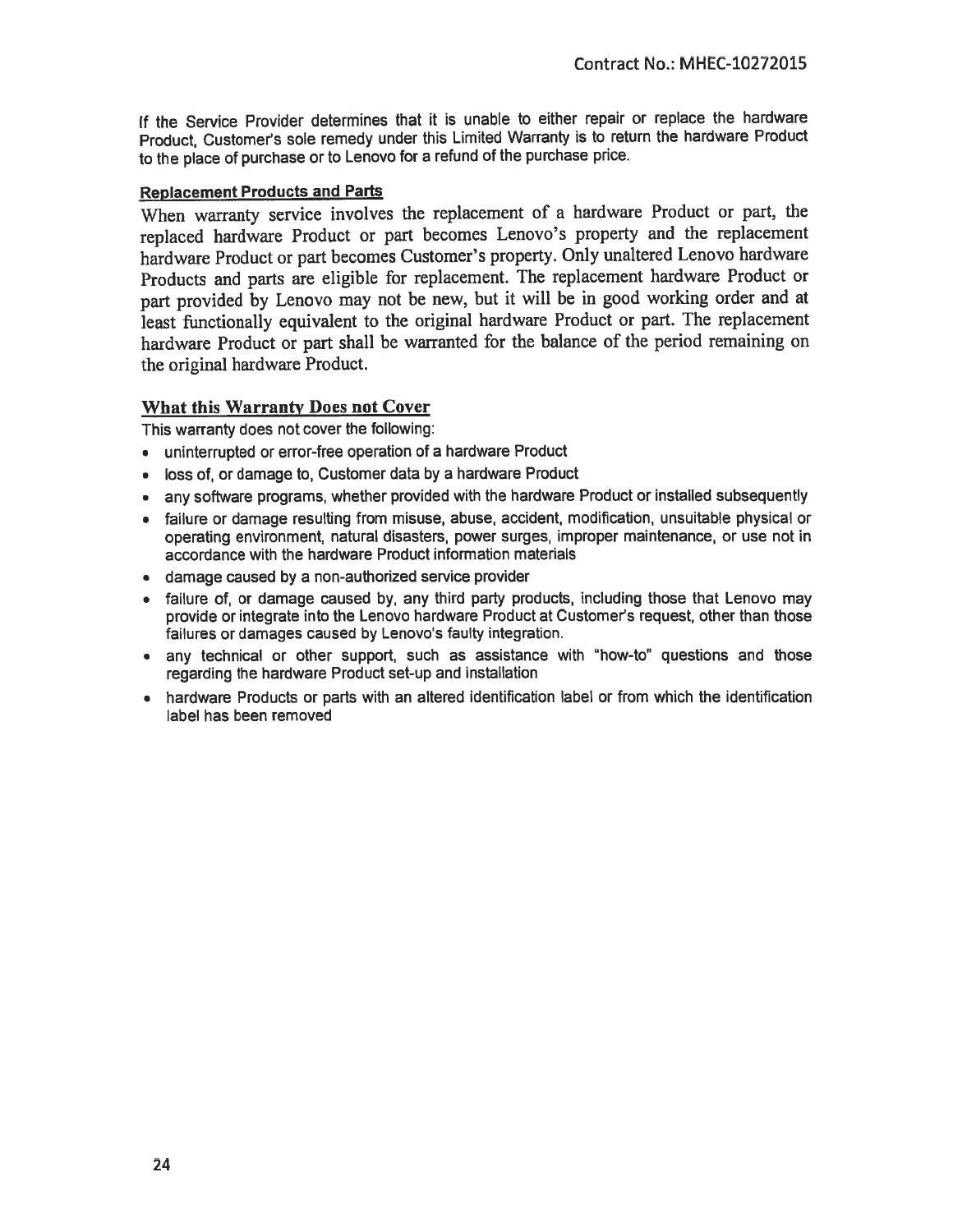If the Service Provider determines that it is unable to either repair or replace the hardware Product, Customer's sole remedy under this Limited Warranty is to return the hardware Product to the place of purchase or to Lenovo for a refund of the purchase price.

**Replacement Products and Parts**

When warranty service involves the replacement of a hardware Product or part, the replaced hardware Product or part becomes Lenovo's property and the replacement hardware Product or part becomes Customer's property. Only unaltered Lenovo hardware Products and parts are eligible for replacement. The replacement hardware Product or part provided by Lenovo may not be new, but it will be in good working order and at least functionally equivalent to the original hardware Product or part. The replacement hardware Product or part shall be warranted for the balance of the period remaining on the original hardware Product.

## What this Warranty Does not Cover

This warranty does not cover the following:

- uninterrupted or error-free operation of a hardware Product
- loss of, or damage to, Customer data by a hardware Product
- any software programs, whether provided with the hardware Product or installed subsequently
- failure or damage resulting from misuse, abuse, accident, modification, unsuitable physical or operating environment, natural disasters, power surges, improper maintenance, or use not in accordance with the hardware Product information materials
- damage caused by a non-authorized service provider
- failure of, or damage caused by, any third party products, including those that Lenovo may provide or integrate into the Lenovo hardware Product at Customer's request, other than those failures or damages caused by Lenovo's faulty integration.
- any technical or other support, such as assistance with "how-to" questions and those regarding the hardware Product set-up and installation
- hardware Products or parts with an altered identification label or from which the identification label has been removed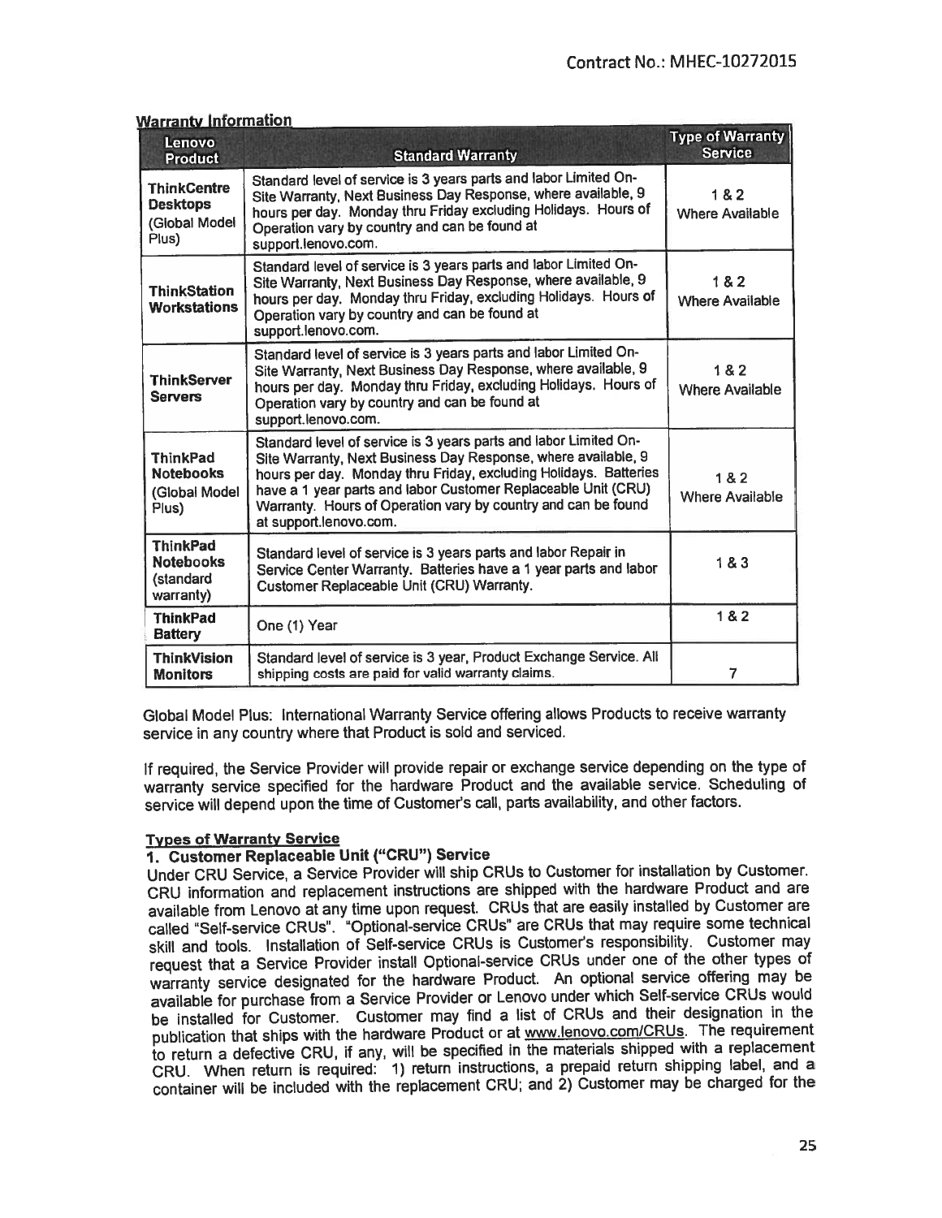## Warranty Information

| Lenovo Product | Standard Warranty | Type of Warranty Service |
|---|---|---|
| **ThinkCentre Desktops** (Global Model Plus) | Standard level of service is 3 years parts and labor Limited On-Site Warranty, Next Business Day Response, where available, 9 hours per day. Monday thru Friday excluding Holidays. Hours of Operation vary by country and can be found at support.lenovo.com. | 1 & 2 Where Available |
| **ThinkStation Workstations** | Standard level of service is 3 years parts and labor Limited On-Site Warranty, Next Business Day Response, where available, 9 hours per day. Monday thru Friday, excluding Holidays. Hours of Operation vary by country and can be found at support.lenovo.com. | 1 & 2 Where Available |
| **ThinkServer Servers** | Standard level of service is 3 years parts and labor Limited On-Site Warranty, Next Business Day Response, where available, 9 hours per day. Monday thru Friday, excluding Holidays. Hours of Operation vary by country and can be found at support.lenovo.com. | 1 & 2 Where Available |
| **ThinkPad Notebooks** (Global Model Plus) | Standard level of service is 3 years parts and labor Limited On-Site Warranty, Next Business Day Response, where available, 9 hours per day. Monday thru Friday, excluding Holidays. Batteries have a 1 year parts and labor Customer Replaceable Unit (CRU) Warranty. Hours of Operation vary by country and can be found at support.lenovo.com. | 1 & 2 Where Available |
| **ThinkPad Notebooks** (standard warranty) | Standard level of service is 3 years parts and labor Repair in Service Center Warranty. Batteries have a 1 year parts and labor Customer Replaceable Unit (CRU) Warranty. | 1 & 3 |
| **ThinkPad Battery** | One (1) Year | 1 & 2 |
| **ThinkVision Monitors** | Standard level of service is 3 year, Product Exchange Service. All shipping costs are paid for valid warranty claims. | 7 |

Global Model Plus: International Warranty Service offering allows Products to receive warranty service in any country where that Product is sold and serviced.

If required, the Service Provider will provide repair or exchange service depending on the type of warranty service specified for the hardware Product and the available service. Scheduling of service will depend upon the time of Customer's call, parts availability, and other factors.

### Types of Warranty Service

#### 1. Customer Replaceable Unit ("CRU") Service

Under CRU Service, a Service Provider will ship CRUs to Customer for installation by Customer. CRU information and replacement instructions are shipped with the hardware Product and are available from Lenovo at any time upon request. CRUs that are easily installed by Customer are called "Self-service CRUs". "Optional-service CRUs" are CRUs that may require some technical skill and tools. Installation of Self-service CRUs is Customer's responsibility. Customer may request that a Service Provider install Optional-service CRUs under one of the other types of warranty service designated for the hardware Product. An optional service offering may be available for purchase from a Service Provider or Lenovo under which Self-service CRUs would be installed for Customer. Customer may find a list of CRUs and their designation in the publication that ships with the hardware Product or at www.lenovo.com/CRUs. The requirement to return a defective CRU, if any, will be specified in the materials shipped with a replacement CRU. When return is required: 1) return instructions, a prepaid return shipping label, and a container will be included with the replacement CRU; and 2) Customer may be charged for the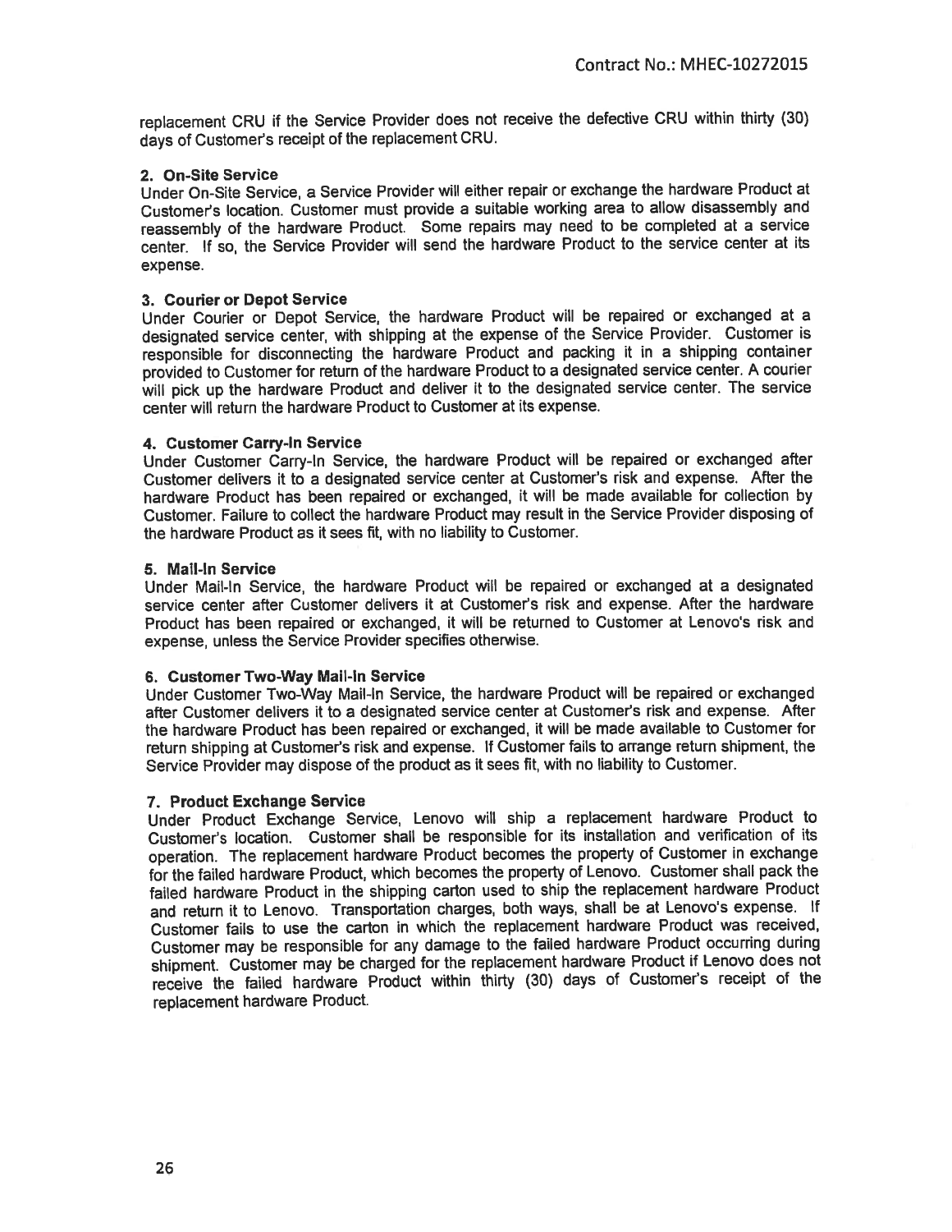replacement CRU if the Service Provider does not receive the defective CRU within thirty (30) days of Customer's receipt of the replacement CRU.

**2. On-Site Service**

Under On-Site Service, a Service Provider will either repair or exchange the hardware Product at Customer's location. Customer must provide a suitable working area to allow disassembly and reassembly of the hardware Product. Some repairs may need to be completed at a service center. If so, the Service Provider will send the hardware Product to the service center at its expense.

**3. Courier or Depot Service**

Under Courier or Depot Service, the hardware Product will be repaired or exchanged at a designated service center, with shipping at the expense of the Service Provider. Customer is responsible for disconnecting the hardware Product and packing it in a shipping container provided to Customer for return of the hardware Product to a designated service center. A courier will pick up the hardware Product and deliver it to the designated service center. The service center will return the hardware Product to Customer at its expense.

**4. Customer Carry-In Service**

Under Customer Carry-In Service, the hardware Product will be repaired or exchanged after Customer delivers it to a designated service center at Customer's risk and expense. After the hardware Product has been repaired or exchanged, it will be made available for collection by Customer. Failure to collect the hardware Product may result in the Service Provider disposing of the hardware Product as it sees fit, with no liability to Customer.

**5. Mail-In Service**

Under Mail-In Service, the hardware Product will be repaired or exchanged at a designated service center after Customer delivers it at Customer's risk and expense. After the hardware Product has been repaired or exchanged, it will be returned to Customer at Lenovo's risk and expense, unless the Service Provider specifies otherwise.

**6. Customer Two-Way Mail-In Service**

Under Customer Two-Way Mail-In Service, the hardware Product will be repaired or exchanged after Customer delivers it to a designated service center at Customer's risk and expense. After the hardware Product has been repaired or exchanged, it will be made available to Customer for return shipping at Customer's risk and expense. If Customer fails to arrange return shipment, the Service Provider may dispose of the product as it sees fit, with no liability to Customer.

**7. Product Exchange Service**

Under Product Exchange Service, Lenovo will ship a replacement hardware Product to Customer's location. Customer shall be responsible for its installation and verification of its operation. The replacement hardware Product becomes the property of Customer in exchange for the failed hardware Product, which becomes the property of Lenovo. Customer shall pack the failed hardware Product in the shipping carton used to ship the replacement hardware Product and return it to Lenovo. Transportation charges, both ways, shall be at Lenovo's expense. If Customer fails to use the carton in which the replacement hardware Product was received, Customer may be responsible for any damage to the failed hardware Product occurring during shipment. Customer may be charged for the replacement hardware Product if Lenovo does not receive the failed hardware Product within thirty (30) days of Customer's receipt of the replacement hardware Product.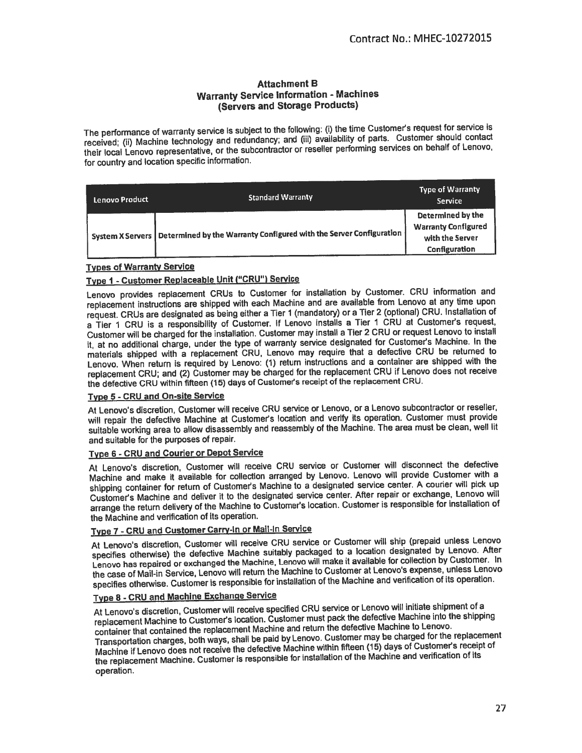# Attachment B
## Warranty Service Information - Machines
## (Servers and Storage Products)

The performance of warranty service is subject to the following: (i) the time Customer's request for service is received; (ii) Machine technology and redundancy; and (iii) availability of parts. Customer should contact their local Lenovo representative, or the subcontractor or reseller performing services on behalf of Lenovo, for country and location specific information.

| Lenovo Product | Standard Warranty | Type of Warranty Service |
|---|---|---|
| System X Servers | Determined by the Warranty Configured with the Server Configuration | Determined by the Warranty Configured with the Server Configuration |

### Types of Warranty Service

#### Type 1 - Customer Replaceable Unit ("CRU") Service

Lenovo provides replacement CRUs to Customer for installation by Customer. CRU information and replacement instructions are shipped with each Machine and are available from Lenovo at any time upon request. CRUs are designated as being either a Tier 1 (mandatory) or a Tier 2 (optional) CRU. Installation of a Tier 1 CRU is a responsibility of Customer. If Lenovo installs a Tier 1 CRU at Customer's request, Customer will be charged for the installation. Customer may install a Tier 2 CRU or request Lenovo to install it, at no additional charge, under the type of warranty service designated for Customer's Machine. In the materials shipped with a replacement CRU, Lenovo may require that a defective CRU be returned to Lenovo. When return is required by Lenovo: (1) return instructions and a container are shipped with the replacement CRU; and (2) Customer may be charged for the replacement CRU if Lenovo does not receive the defective CRU within fifteen (15) days of Customer's receipt of the replacement CRU.

#### Type 5 - CRU and On-site Service

At Lenovo's discretion, Customer will receive CRU service or Lenovo, or a Lenovo subcontractor or reseller, will repair the defective Machine at Customer's location and verify its operation. Customer must provide suitable working area to allow disassembly and reassembly of the Machine. The area must be clean, well lit and suitable for the purposes of repair.

#### Type 6 - CRU and Courier or Depot Service

At Lenovo's discretion, Customer will receive CRU service or Customer will disconnect the defective Machine and make it available for collection arranged by Lenovo. Lenovo will provide Customer with a shipping container for return of Customer's Machine to a designated service center. A courier will pick up Customer's Machine and deliver it to the designated service center. After repair or exchange, Lenovo will arrange the return delivery of the Machine to Customer's location. Customer is responsible for installation of the Machine and verification of its operation.

#### Type 7 - CRU and Customer Carry-In or Mail-In Service

At Lenovo's discretion, Customer will receive CRU service or Customer will ship (prepaid unless Lenovo specifies otherwise) the defective Machine suitably packaged to a location designated by Lenovo. After Lenovo has repaired or exchanged the Machine, Lenovo will make it available for collection by Customer. In the case of Mail-in Service, Lenovo will return the Machine to Customer at Lenovo's expense, unless Lenovo specifies otherwise. Customer is responsible for installation of the Machine and verification of its operation.

#### Type 8 - CRU and Machine Exchange Service

At Lenovo's discretion, Customer will receive specified CRU service or Lenovo will initiate shipment of a replacement Machine to Customer's location. Customer must pack the defective Machine into the shipping container that contained the replacement Machine and return the defective Machine to Lenovo. Transportation charges, both ways, shall be paid by Lenovo. Customer may be charged for the replacement Machine if Lenovo does not receive the defective Machine within fifteen (15) days of Customer's receipt of the replacement Machine. Customer is responsible for installation of the Machine and verification of its operation.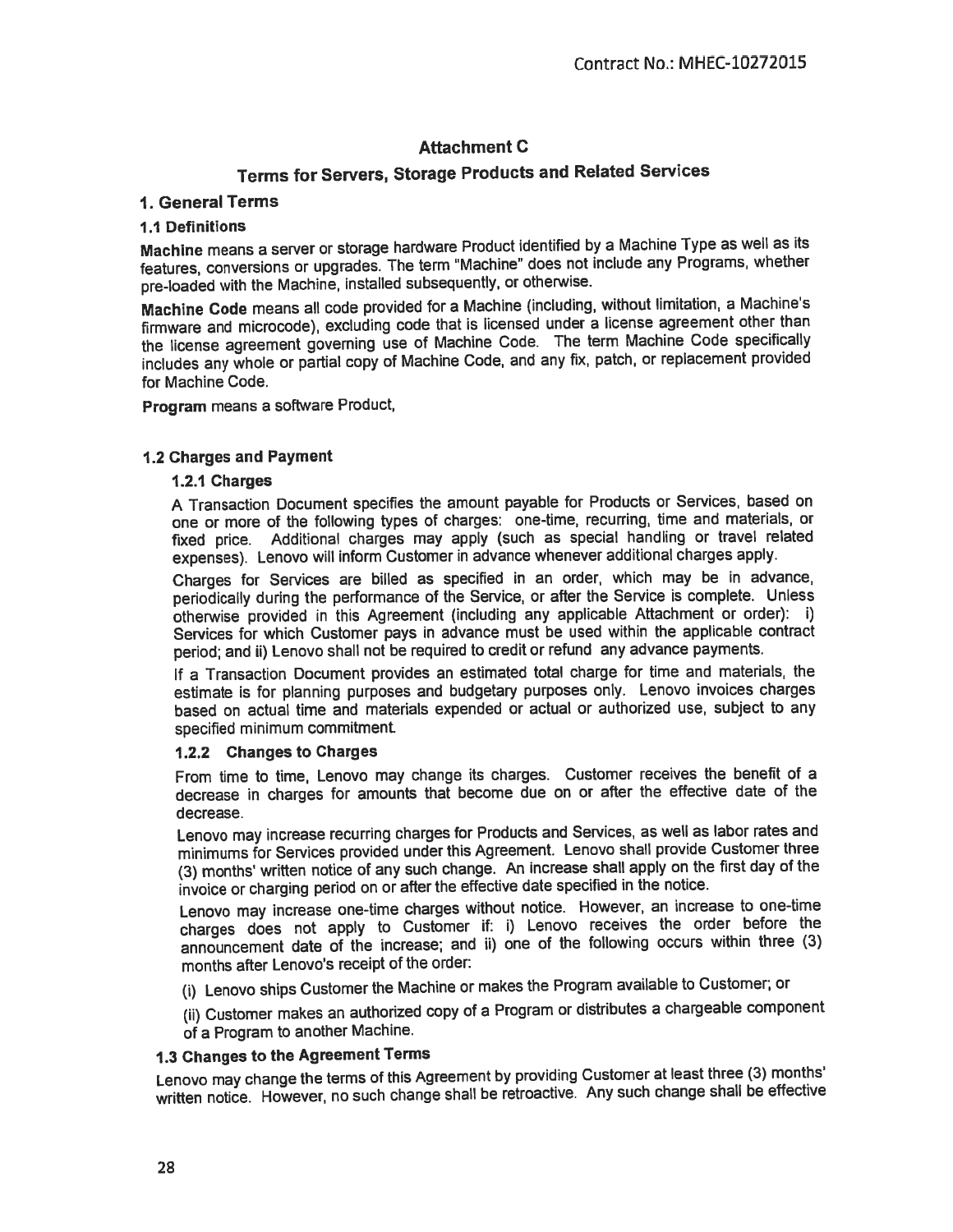# Attachment C

## Terms for Servers, Storage Products and Related Services

### 1. General Terms

#### 1.1 Definitions

**Machine** means a server or storage hardware Product identified by a Machine Type as well as its features, conversions or upgrades. The term "Machine" does not include any Programs, whether pre-loaded with the Machine, installed subsequently, or otherwise.

**Machine Code** means all code provided for a Machine (including, without limitation, a Machine's firmware and microcode), excluding code that is licensed under a license agreement other than the license agreement governing use of Machine Code. The term Machine Code specifically includes any whole or partial copy of Machine Code, and any fix, patch, or replacement provided for Machine Code.

**Program** means a software Product,

#### 1.2 Charges and Payment

##### 1.2.1 Charges

A Transaction Document specifies the amount payable for Products or Services, based on one or more of the following types of charges: one-time, recurring, time and materials, or fixed price. Additional charges may apply (such as special handling or travel related expenses). Lenovo will inform Customer in advance whenever additional charges apply.

Charges for Services are billed as specified in an order, which may be in advance, periodically during the performance of the Service, or after the Service is complete. Unless otherwise provided in this Agreement (including any applicable Attachment or order): i) Services for which Customer pays in advance must be used within the applicable contract period; and ii) Lenovo shall not be required to credit or refund any advance payments.

If a Transaction Document provides an estimated total charge for time and materials, the estimate is for planning purposes and budgetary purposes only. Lenovo invoices charges based on actual time and materials expended or actual or authorized use, subject to any specified minimum commitment.

##### 1.2.2 Changes to Charges

From time to time, Lenovo may change its charges. Customer receives the benefit of a decrease in charges for amounts that become due on or after the effective date of the decrease.

Lenovo may increase recurring charges for Products and Services, as well as labor rates and minimums for Services provided under this Agreement. Lenovo shall provide Customer three (3) months' written notice of any such change. An increase shall apply on the first day of the invoice or charging period on or after the effective date specified in the notice.

Lenovo may increase one-time charges without notice. However, an increase to one-time charges does not apply to Customer if: i) Lenovo receives the order before the announcement date of the increase; and ii) one of the following occurs within three (3) months after Lenovo's receipt of the order:

(i) Lenovo ships Customer the Machine or makes the Program available to Customer; or

(ii) Customer makes an authorized copy of a Program or distributes a chargeable component of a Program to another Machine.

#### 1.3 Changes to the Agreement Terms

Lenovo may change the terms of this Agreement by providing Customer at least three (3) months' written notice. However, no such change shall be retroactive. Any such change shall be effective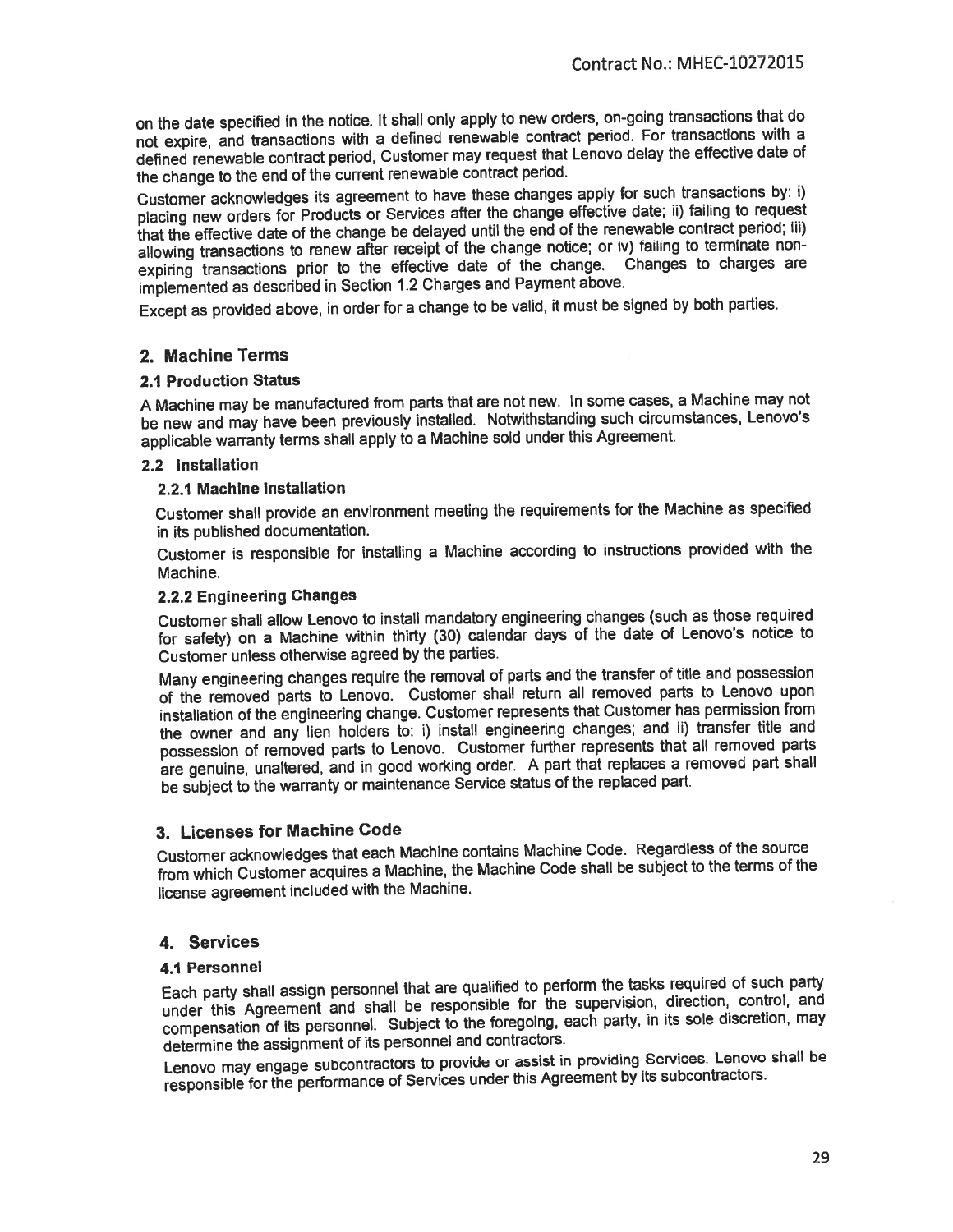on the date specified in the notice. It shall only apply to new orders, on-going transactions that do not expire, and transactions with a defined renewable contract period. For transactions with a defined renewable contract period, Customer may request that Lenovo delay the effective date of the change to the end of the current renewable contract period.

Customer acknowledges its agreement to have these changes apply for such transactions by: i) placing new orders for Products or Services after the change effective date; ii) failing to request that the effective date of the change be delayed until the end of the renewable contract period; iii) allowing transactions to renew after receipt of the change notice; or iv) failing to terminate non-expiring transactions prior to the effective date of the change. Changes to charges are implemented as described in Section 1.2 Charges and Payment above.

Except as provided above, in order for a change to be valid, it must be signed by both parties.

## 2. Machine Terms

### 2.1 Production Status

A Machine may be manufactured from parts that are not new. In some cases, a Machine may not be new and may have been previously installed. Notwithstanding such circumstances, Lenovo's applicable warranty terms shall apply to a Machine sold under this Agreement.

### 2.2 Installation

#### 2.2.1 Machine Installation

Customer shall provide an environment meeting the requirements for the Machine as specified in its published documentation.

Customer is responsible for installing a Machine according to instructions provided with the Machine.

#### 2.2.2 Engineering Changes

Customer shall allow Lenovo to install mandatory engineering changes (such as those required for safety) on a Machine within thirty (30) calendar days of the date of Lenovo's notice to Customer unless otherwise agreed by the parties.

Many engineering changes require the removal of parts and the transfer of title and possession of the removed parts to Lenovo. Customer shall return all removed parts to Lenovo upon installation of the engineering change. Customer represents that Customer has permission from the owner and any lien holders to: i) install engineering changes; and ii) transfer title and possession of removed parts to Lenovo. Customer further represents that all removed parts are genuine, unaltered, and in good working order. A part that replaces a removed part shall be subject to the warranty or maintenance Service status of the replaced part.

## 3. Licenses for Machine Code

Customer acknowledges that each Machine contains Machine Code. Regardless of the source from which Customer acquires a Machine, the Machine Code shall be subject to the terms of the license agreement included with the Machine.

## 4. Services

### 4.1 Personnel

Each party shall assign personnel that are qualified to perform the tasks required of such party under this Agreement and shall be responsible for the supervision, direction, control, and compensation of its personnel. Subject to the foregoing, each party, in its sole discretion, may determine the assignment of its personnel and contractors.

Lenovo may engage subcontractors to provide or assist in providing Services. Lenovo shall be responsible for the performance of Services under this Agreement by its subcontractors.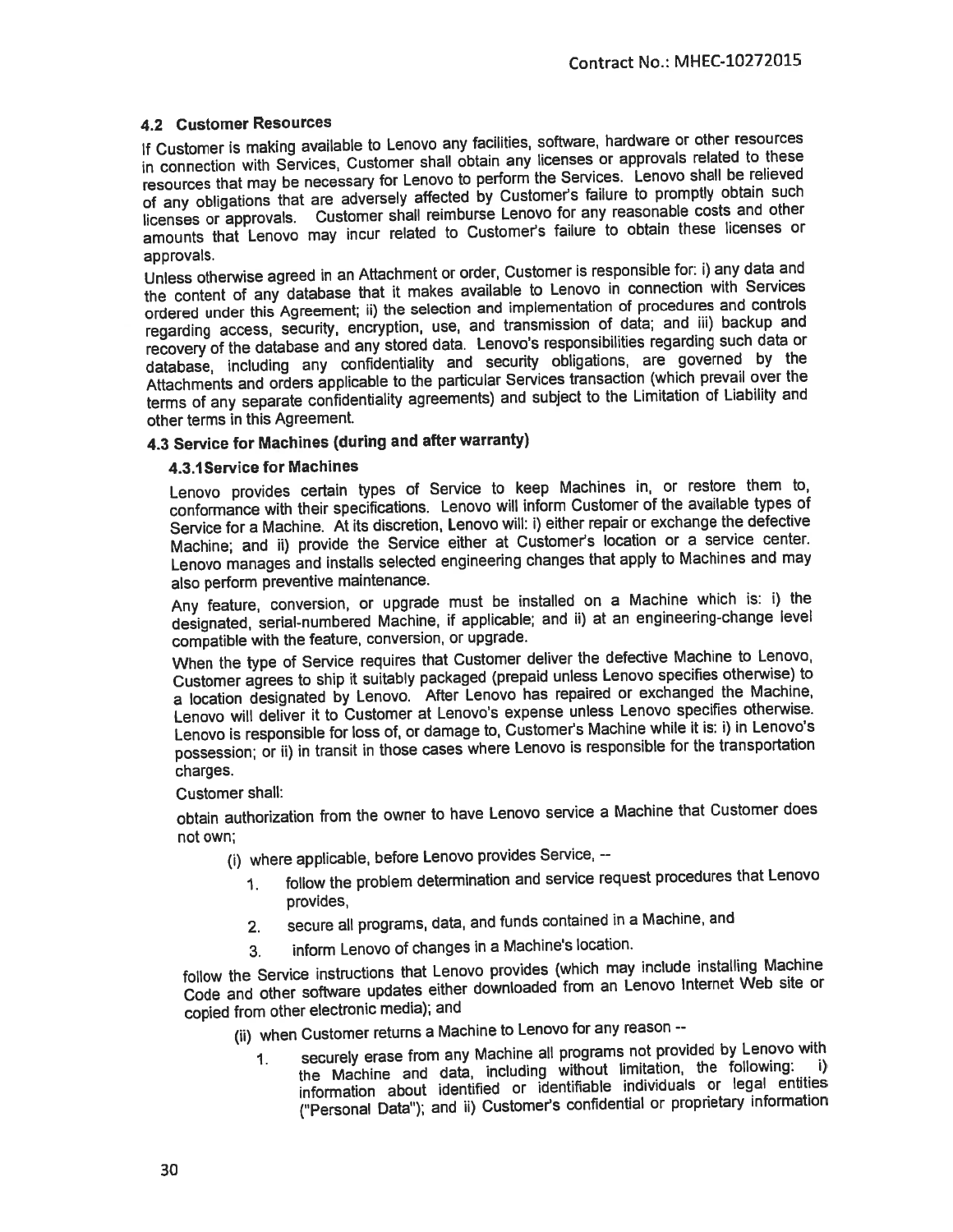### 4.2 Customer Resources

If Customer is making available to Lenovo any facilities, software, hardware or other resources in connection with Services, Customer shall obtain any licenses or approvals related to these resources that may be necessary for Lenovo to perform the Services. Lenovo shall be relieved of any obligations that are adversely affected by Customer's failure to promptly obtain such licenses or approvals. Customer shall reimburse Lenovo for any reasonable costs and other amounts that Lenovo may incur related to Customer's failure to obtain these licenses or approvals.

Unless otherwise agreed in an Attachment or order, Customer is responsible for: i) any data and the content of any database that it makes available to Lenovo in connection with Services ordered under this Agreement; ii) the selection and implementation of procedures and controls regarding access, security, encryption, use, and transmission of data; and iii) backup and recovery of the database and any stored data. Lenovo's responsibilities regarding such data or database, including any confidentiality and security obligations, are governed by the Attachments and orders applicable to the particular Services transaction (which prevail over the terms of any separate confidentiality agreements) and subject to the Limitation of Liability and other terms in this Agreement.

### 4.3 Service for Machines (during and after warranty)

#### 4.3.1 Service for Machines

Lenovo provides certain types of Service to keep Machines in, or restore them to, conformance with their specifications. Lenovo will inform Customer of the available types of Service for a Machine. At its discretion, Lenovo will: i) either repair or exchange the defective Machine; and ii) provide the Service either at Customer's location or a service center. Lenovo manages and installs selected engineering changes that apply to Machines and may also perform preventive maintenance.

Any feature, conversion, or upgrade must be installed on a Machine which is: i) the designated, serial-numbered Machine, if applicable; and ii) at an engineering-change level compatible with the feature, conversion, or upgrade.

When the type of Service requires that Customer deliver the defective Machine to Lenovo, Customer agrees to ship it suitably packaged (prepaid unless Lenovo specifies otherwise) to a location designated by Lenovo. After Lenovo has repaired or exchanged the Machine, Lenovo will deliver it to Customer at Lenovo's expense unless Lenovo specifies otherwise. Lenovo is responsible for loss of, or damage to, Customer's Machine while it is: i) in Lenovo's possession; or ii) in transit in those cases where Lenovo is responsible for the transportation charges.

Customer shall:

obtain authorization from the owner to have Lenovo service a Machine that Customer does not own;

(i) where applicable, before Lenovo provides Service, --

1. follow the problem determination and service request procedures that Lenovo provides,
2. secure all programs, data, and funds contained in a Machine, and
3. inform Lenovo of changes in a Machine's location.

follow the Service instructions that Lenovo provides (which may include installing Machine Code and other software updates either downloaded from an Lenovo Internet Web site or copied from other electronic media); and

(ii) when Customer returns a Machine to Lenovo for any reason --

1. securely erase from any Machine all programs not provided by Lenovo with the Machine and data, including without limitation, the following: i) information about identified or identifiable individuals or legal entities ("Personal Data"); and ii) Customer's confidential or proprietary information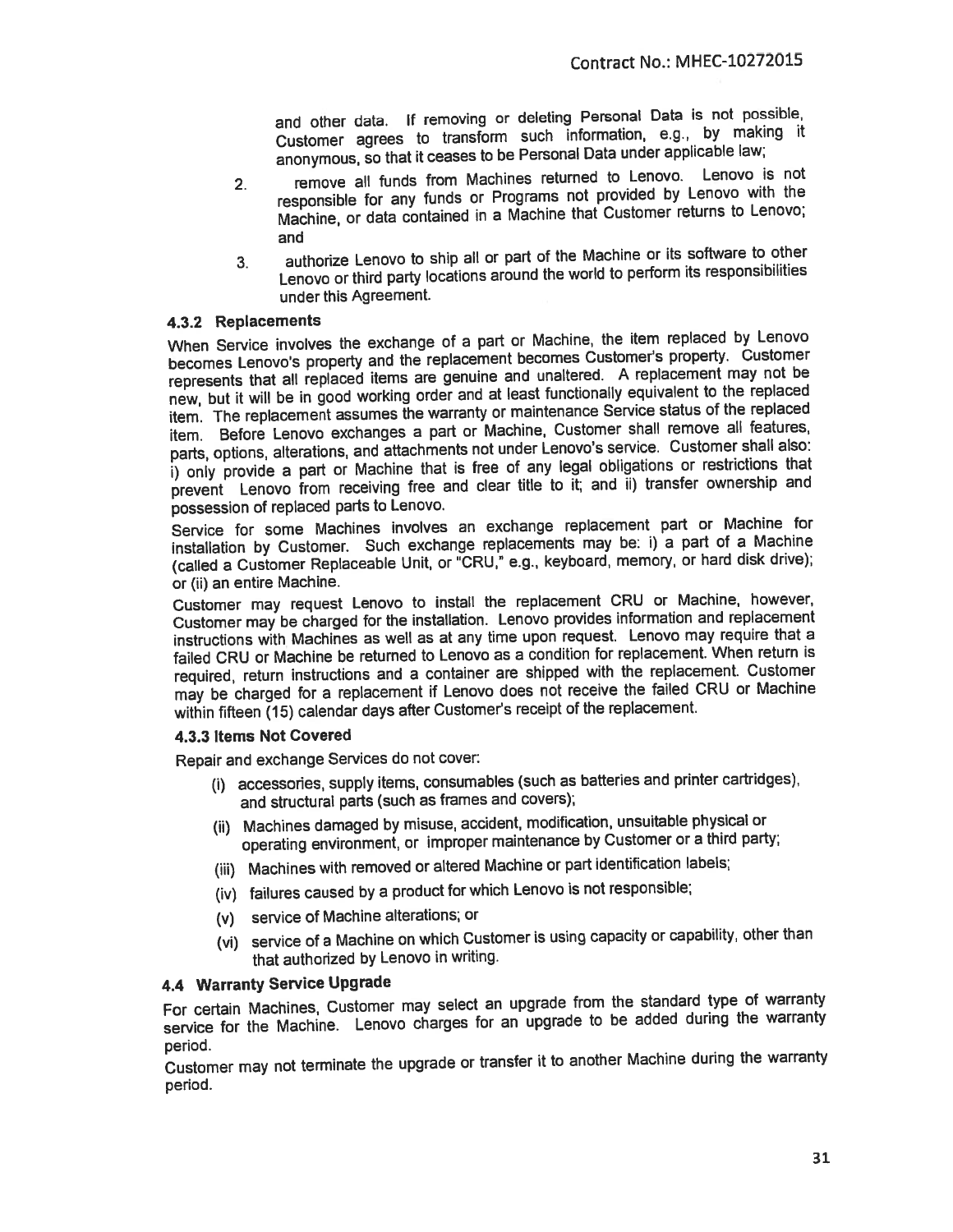and other data. If removing or deleting Personal Data is not possible, Customer agrees to transform such information, e.g., by making it anonymous, so that it ceases to be Personal Data under applicable law;

2. remove all funds from Machines returned to Lenovo. Lenovo is not responsible for any funds or Programs not provided by Lenovo with the Machine, or data contained in a Machine that Customer returns to Lenovo; and

3. authorize Lenovo to ship all or part of the Machine or its software to other Lenovo or third party locations around the world to perform its responsibilities under this Agreement.

#### 4.3.2 Replacements

When Service involves the exchange of a part or Machine, the item replaced by Lenovo becomes Lenovo's property and the replacement becomes Customer's property. Customer represents that all replaced items are genuine and unaltered. A replacement may not be new, but it will be in good working order and at least functionally equivalent to the replaced item. The replacement assumes the warranty or maintenance Service status of the replaced item. Before Lenovo exchanges a part or Machine, Customer shall remove all features, parts, options, alterations, and attachments not under Lenovo's service. Customer shall also: i) only provide a part or Machine that is free of any legal obligations or restrictions that prevent Lenovo from receiving free and clear title to it; and ii) transfer ownership and possession of replaced parts to Lenovo.

Service for some Machines involves an exchange replacement part or Machine for installation by Customer. Such exchange replacements may be: i) a part of a Machine (called a Customer Replaceable Unit, or "CRU," e.g., keyboard, memory, or hard disk drive); or (ii) an entire Machine.

Customer may request Lenovo to install the replacement CRU or Machine, however, Customer may be charged for the installation. Lenovo provides information and replacement instructions with Machines as well as at any time upon request. Lenovo may require that a failed CRU or Machine be returned to Lenovo as a condition for replacement. When return is required, return instructions and a container are shipped with the replacement. Customer may be charged for a replacement if Lenovo does not receive the failed CRU or Machine within fifteen (15) calendar days after Customer's receipt of the replacement.

#### 4.3.3 Items Not Covered

Repair and exchange Services do not cover:

(i) accessories, supply items, consumables (such as batteries and printer cartridges), and structural parts (such as frames and covers);

(ii) Machines damaged by misuse, accident, modification, unsuitable physical or operating environment, or improper maintenance by Customer or a third party;

(iii) Machines with removed or altered Machine or part identification labels;

(iv) failures caused by a product for which Lenovo is not responsible;

(v) service of Machine alterations; or

(vi) service of a Machine on which Customer is using capacity or capability, other than that authorized by Lenovo in writing.

### 4.4 Warranty Service Upgrade

For certain Machines, Customer may select an upgrade from the standard type of warranty service for the Machine. Lenovo charges for an upgrade to be added during the warranty period.

Customer may not terminate the upgrade or transfer it to another Machine during the warranty period.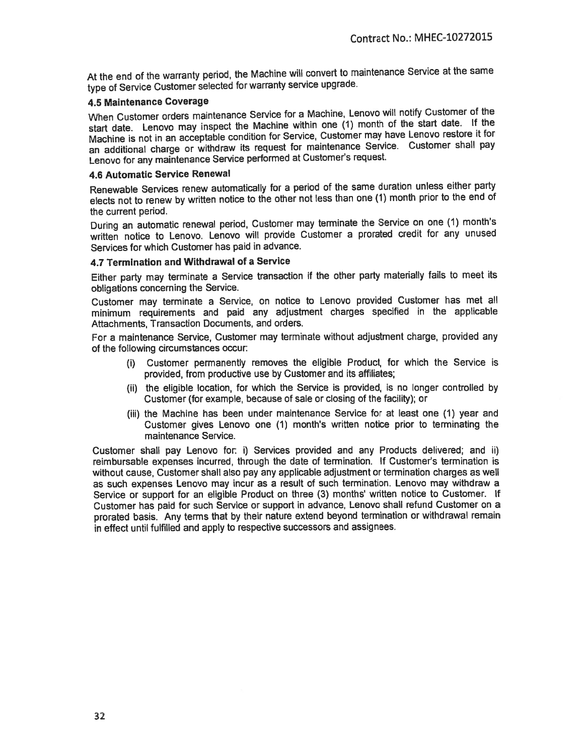At the end of the warranty period, the Machine will convert to maintenance Service at the same type of Service Customer selected for warranty service upgrade.

### 4.5 Maintenance Coverage

When Customer orders maintenance Service for a Machine, Lenovo will notify Customer of the start date. Lenovo may inspect the Machine within one (1) month of the start date. If the Machine is not in an acceptable condition for Service, Customer may have Lenovo restore it for an additional charge or withdraw its request for maintenance Service. Customer shall pay Lenovo for any maintenance Service performed at Customer's request.

### 4.6 Automatic Service Renewal

Renewable Services renew automatically for a period of the same duration unless either party elects not to renew by written notice to the other not less than one (1) month prior to the end of the current period.

During an automatic renewal period, Customer may terminate the Service on one (1) month's written notice to Lenovo. Lenovo will provide Customer a prorated credit for any unused Services for which Customer has paid in advance.

### 4.7 Termination and Withdrawal of a Service

Either party may terminate a Service transaction if the other party materially fails to meet its obligations concerning the Service.

Customer may terminate a Service, on notice to Lenovo provided Customer has met all minimum requirements and paid any adjustment charges specified in the applicable Attachments, Transaction Documents, and orders.

For a maintenance Service, Customer may terminate without adjustment charge, provided any of the following circumstances occur:

(i) Customer permanently removes the eligible Product, for which the Service is provided, from productive use by Customer and its affiliates;

(ii) the eligible location, for which the Service is provided, is no longer controlled by Customer (for example, because of sale or closing of the facility); or

(iii) the Machine has been under maintenance Service for at least one (1) year and Customer gives Lenovo one (1) month's written notice prior to terminating the maintenance Service.

Customer shall pay Lenovo for: i) Services provided and any Products delivered; and ii) reimbursable expenses incurred, through the date of termination. If Customer's termination is without cause, Customer shall also pay any applicable adjustment or termination charges as well as such expenses Lenovo may incur as a result of such termination. Lenovo may withdraw a Service or support for an eligible Product on three (3) months' written notice to Customer. If Customer has paid for such Service or support in advance, Lenovo shall refund Customer on a prorated basis. Any terms that by their nature extend beyond termination or withdrawal remain in effect until fulfilled and apply to respective successors and assignees.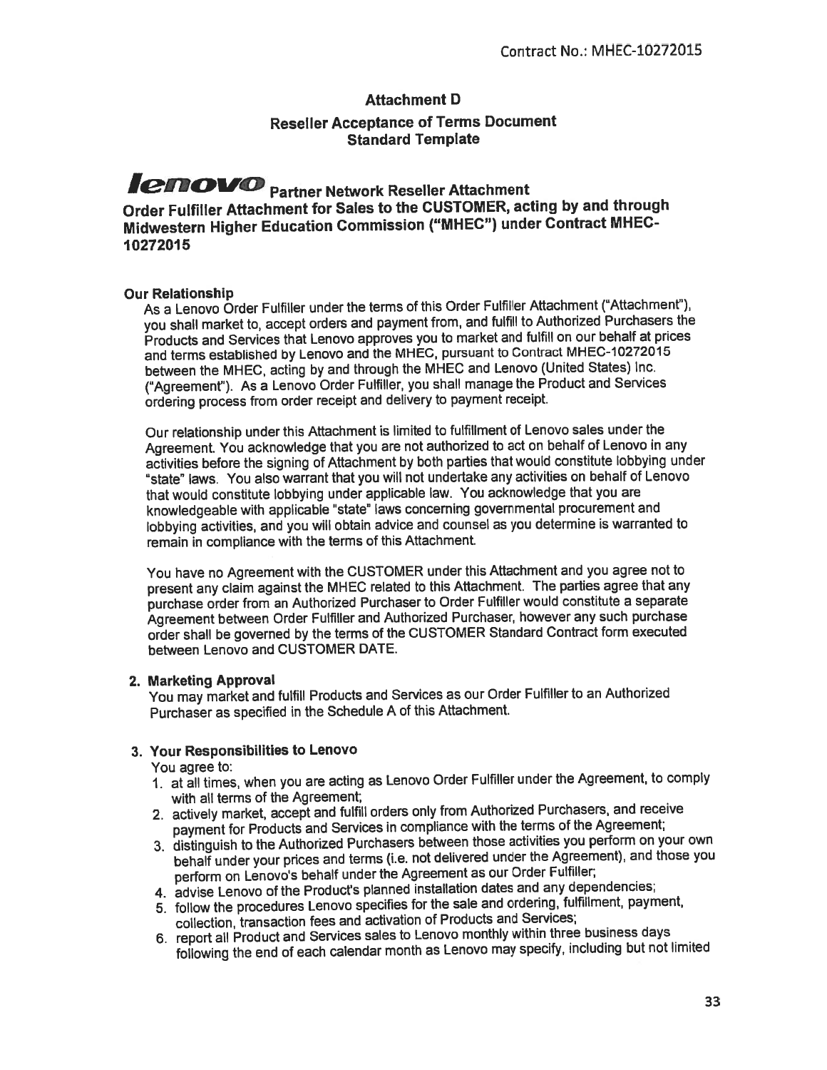Contract No.: MHEC-10272015

## Attachment D

### Reseller Acceptance of Terms Document
### Standard Template

# lenovo Partner Network Reseller Attachment

## Order Fulfiller Attachment for Sales to the CUSTOMER, acting by and through Midwestern Higher Education Commission ("MHEC") under Contract MHEC-10272015

**Our Relationship**

As a Lenovo Order Fulfiller under the terms of this Order Fulfiller Attachment ("Attachment"), you shall market to, accept orders and payment from, and fulfill to Authorized Purchasers the Products and Services that Lenovo approves you to market and fulfill on our behalf at prices and terms established by Lenovo and the MHEC, pursuant to Contract MHEC-10272015 between the MHEC, acting by and through the MHEC and Lenovo (United States) Inc. ("Agreement"). As a Lenovo Order Fulfiller, you shall manage the Product and Services ordering process from order receipt and delivery to payment receipt.

Our relationship under this Attachment is limited to fulfillment of Lenovo sales under the Agreement. You acknowledge that you are not authorized to act on behalf of Lenovo in any activities before the signing of Attachment by both parties that would constitute lobbying under "state" laws. You also warrant that you will not undertake any activities on behalf of Lenovo that would constitute lobbying under applicable law. You acknowledge that you are knowledgeable with applicable "state" laws concerning governmental procurement and lobbying activities, and you will obtain advice and counsel as you determine is warranted to remain in compliance with the terms of this Attachment.

You have no Agreement with the CUSTOMER under this Attachment and you agree not to present any claim against the MHEC related to this Attachment. The parties agree that any purchase order from an Authorized Purchaser to Order Fulfiller would constitute a separate Agreement between Order Fulfiller and Authorized Purchaser, however any such purchase order shall be governed by the terms of the CUSTOMER Standard Contract form executed between Lenovo and CUSTOMER DATE.

**2. Marketing Approval**

You may market and fulfill Products and Services as our Order Fulfiller to an Authorized Purchaser as specified in the Schedule A of this Attachment.

**3. Your Responsibilities to Lenovo**

You agree to:

1. at all times, when you are acting as Lenovo Order Fulfiller under the Agreement, to comply with all terms of the Agreement;
2. actively market, accept and fulfill orders only from Authorized Purchasers, and receive payment for Products and Services in compliance with the terms of the Agreement;
3. distinguish to the Authorized Purchasers between those activities you perform on your own behalf under your prices and terms (i.e. not delivered under the Agreement), and those you perform on Lenovo's behalf under the Agreement as our Order Fulfiller;
4. advise Lenovo of the Product's planned installation dates and any dependencies;
5. follow the procedures Lenovo specifies for the sale and ordering, fulfillment, payment, collection, transaction fees and activation of Products and Services;
6. report all Product and Services sales to Lenovo monthly within three business days following the end of each calendar month as Lenovo may specify, including but not limited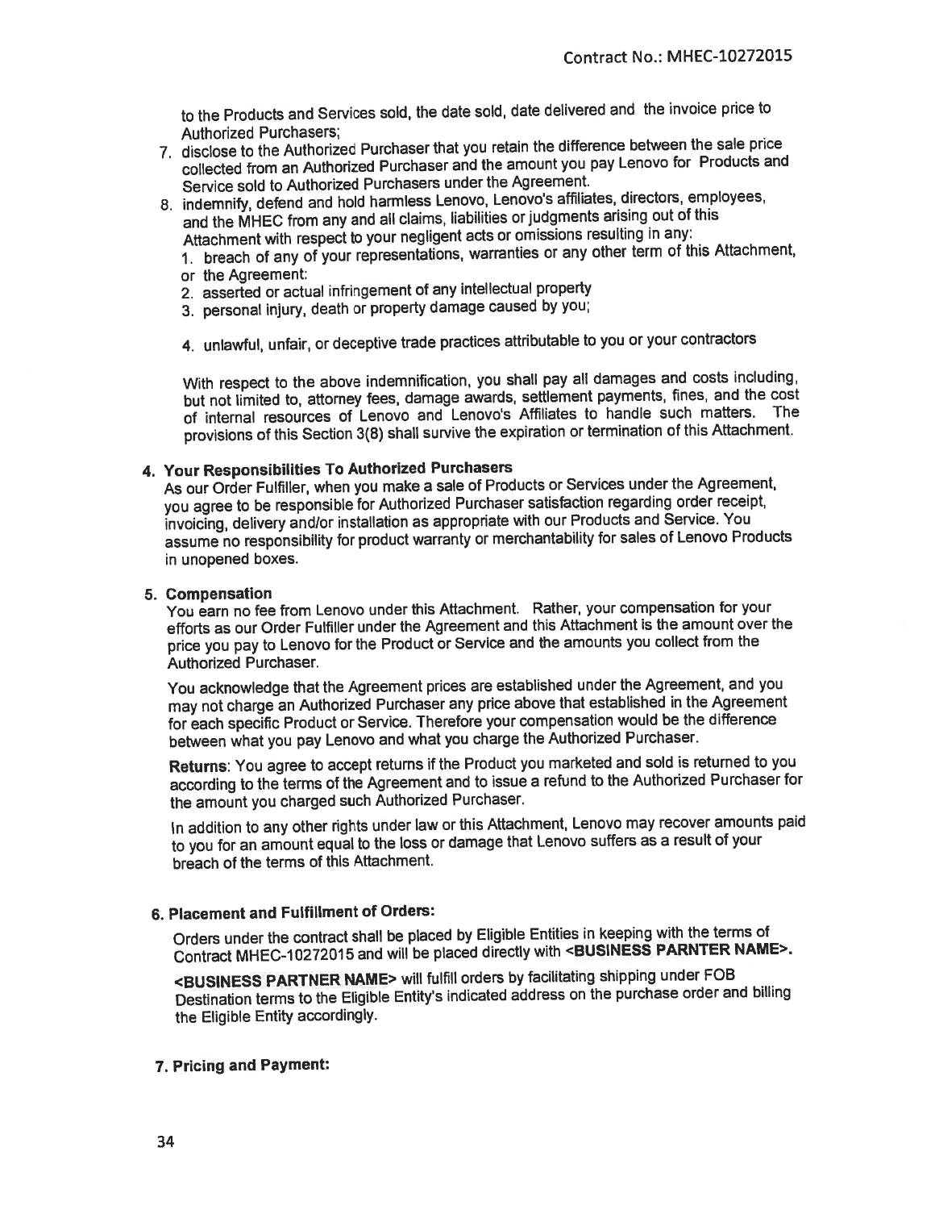to the Products and Services sold, the date sold, date delivered and the invoice price to Authorized Purchasers;

7. disclose to the Authorized Purchaser that you retain the difference between the sale price collected from an Authorized Purchaser and the amount you pay Lenovo for Products and Service sold to Authorized Purchasers under the Agreement.
8. indemnify, defend and hold harmless Lenovo, Lenovo's affiliates, directors, employees, and the MHEC from any and all claims, liabilities or judgments arising out of this Attachment with respect to your negligent acts or omissions resulting in any:
   1. breach of any of your representations, warranties or any other term of this Attachment, or the Agreement:
   2. asserted or actual infringement of any intellectual property
   3. personal injury, death or property damage caused by you;
   4. unlawful, unfair, or deceptive trade practices attributable to you or your contractors

   With respect to the above indemnification, you shall pay all damages and costs including, but not limited to, attorney fees, damage awards, settlement payments, fines, and the cost of internal resources of Lenovo and Lenovo's Affiliates to handle such matters. The provisions of this Section 3(8) shall survive the expiration or termination of this Attachment.

**4. Your Responsibilities To Authorized Purchasers**

As our Order Fulfiller, when you make a sale of Products or Services under the Agreement, you agree to be responsible for Authorized Purchaser satisfaction regarding order receipt, invoicing, delivery and/or installation as appropriate with our Products and Service. You assume no responsibility for product warranty or merchantability for sales of Lenovo Products in unopened boxes.

**5. Compensation**

You earn no fee from Lenovo under this Attachment. Rather, your compensation for your efforts as our Order Fulfiller under the Agreement and this Attachment is the amount over the price you pay to Lenovo for the Product or Service and the amounts you collect from the Authorized Purchaser.

You acknowledge that the Agreement prices are established under the Agreement, and you may not charge an Authorized Purchaser any price above that established in the Agreement for each specific Product or Service. Therefore your compensation would be the difference between what you pay Lenovo and what you charge the Authorized Purchaser.

**Returns**: You agree to accept returns if the Product you marketed and sold is returned to you according to the terms of the Agreement and to issue a refund to the Authorized Purchaser for the amount you charged such Authorized Purchaser.

In addition to any other rights under law or this Attachment, Lenovo may recover amounts paid to you for an amount equal to the loss or damage that Lenovo suffers as a result of your breach of the terms of this Attachment.

**6. Placement and Fulfillment of Orders:**

Orders under the contract shall be placed by Eligible Entities in keeping with the terms of Contract MHEC-10272015 and will be placed directly with **<BUSINESS PARNTER NAME>.**

**<BUSINESS PARTNER NAME>** will fulfill orders by facilitating shipping under FOB Destination terms to the Eligible Entity's indicated address on the purchase order and billing the Eligible Entity accordingly.

**7. Pricing and Payment:**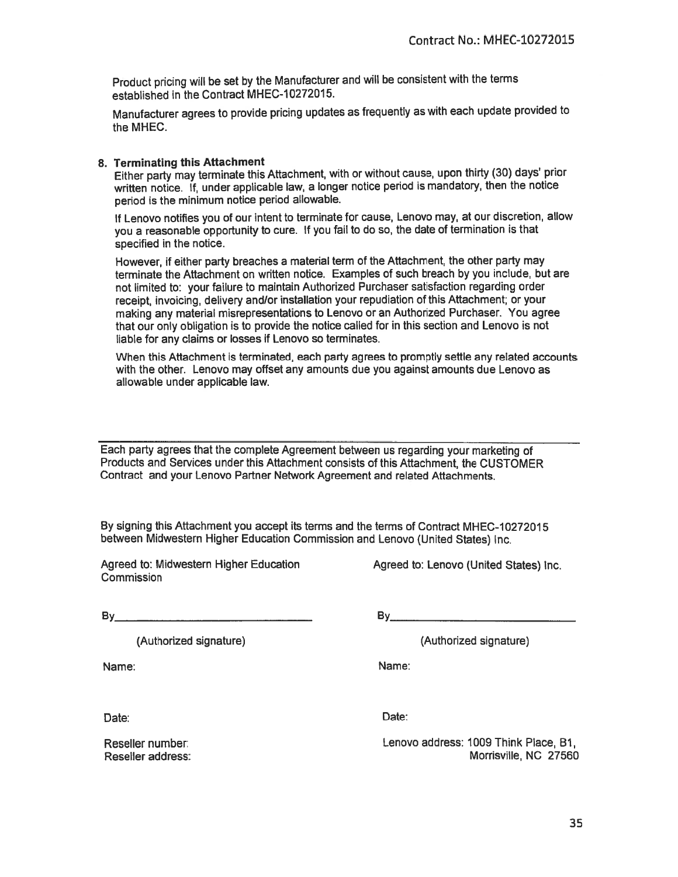Product pricing will be set by the Manufacturer and will be consistent with the terms established in the Contract MHEC-10272015.

Manufacturer agrees to provide pricing updates as frequently as with each update provided to the MHEC.

**8. Terminating this Attachment**

Either party may terminate this Attachment, with or without cause, upon thirty (30) days' prior written notice. If, under applicable law, a longer notice period is mandatory, then the notice period is the minimum notice period allowable.

If Lenovo notifies you of our intent to terminate for cause, Lenovo may, at our discretion, allow you a reasonable opportunity to cure. If you fail to do so, the date of termination is that specified in the notice.

However, if either party breaches a material term of the Attachment, the other party may terminate the Attachment on written notice. Examples of such breach by you include, but are not limited to: your failure to maintain Authorized Purchaser satisfaction regarding order receipt, invoicing, delivery and/or installation your repudiation of this Attachment; or your making any material misrepresentations to Lenovo or an Authorized Purchaser. You agree that our only obligation is to provide the notice called for in this section and Lenovo is not liable for any claims or losses if Lenovo so terminates.

When this Attachment is terminated, each party agrees to promptly settle any related accounts with the other. Lenovo may offset any amounts due you against amounts due Lenovo as allowable under applicable law.

---

Each party agrees that the complete Agreement between us regarding your marketing of Products and Services under this Attachment consists of this Attachment, the CUSTOMER Contract and your Lenovo Partner Network Agreement and related Attachments.

By signing this Attachment you accept its terms and the terms of Contract MHEC-10272015 between Midwestern Higher Education Commission and Lenovo (United States) Inc.

| Agreed to: Midwestern Higher Education Commission | Agreed to: Lenovo (United States) Inc. |
|---|---|
| By\_\_\_\_\_\_\_\_\_\_\_\_\_\_\_\_\_\_\_\_\_\_\_\_ | By\_\_\_\_\_\_\_\_\_\_\_\_\_\_\_\_\_\_\_\_\_\_\_\_ |
| (Authorized signature) | (Authorized signature) |
| Name: | Name: |
| Date: | Date: |
| Reseller number: <br> Reseller address: | Lenovo address: 1009 Think Place, B1, Morrisville, NC 27560 |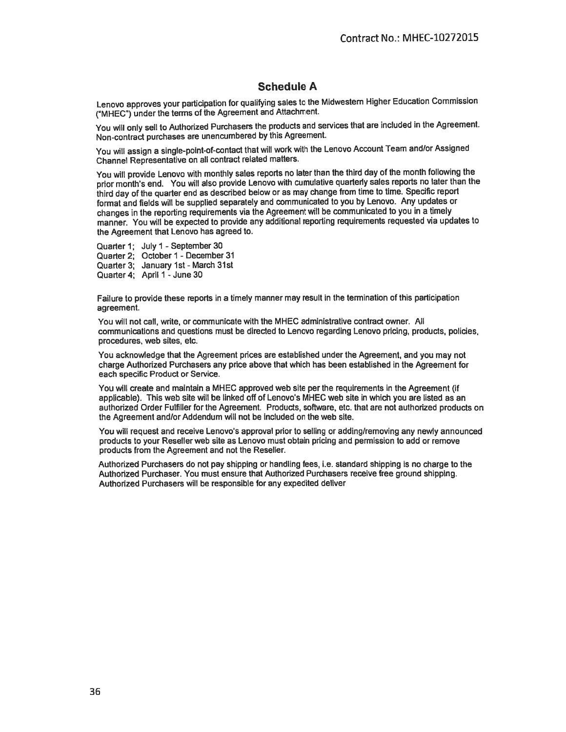# Schedule A

Lenovo approves your participation for qualifying sales to the Midwestern Higher Education Commission ("MHEC") under the terms of the Agreement and Attachment.

You will only sell to Authorized Purchasers the products and services that are included in the Agreement. Non-contract purchases are unencumbered by this Agreement.

You will assign a single-point-of-contact that will work with the Lenovo Account Team and/or Assigned Channel Representative on all contract related matters.

You will provide Lenovo with monthly sales reports no later than the third day of the month following the prior month's end. You will also provide Lenovo with cumulative quarterly sales reports no later than the third day of the quarter end as described below or as may change from time to time. Specific report format and fields will be supplied separately and communicated to you by Lenovo. Any updates or changes in the reporting requirements via the Agreement will be communicated to you in a timely manner. You will be expected to provide any additional reporting requirements requested via updates to the Agreement that Lenovo has agreed to.

Quarter 1; July 1 - September 30
Quarter 2; October 1 - December 31
Quarter 3; January 1st - March 31st
Quarter 4; April 1 - June 30

Failure to provide these reports in a timely manner may result in the termination of this participation agreement.

You will not call, write, or communicate with the MHEC administrative contract owner. All communications and questions must be directed to Lenovo regarding Lenovo pricing, products, policies, procedures, web sites, etc.

You acknowledge that the Agreement prices are established under the Agreement, and you may not charge Authorized Purchasers any price above that which has been established in the Agreement for each specific Product or Service.

You will create and maintain a MHEC approved web site per the requirements in the Agreement (if applicable). This web site will be linked off of Lenovo's MHEC web site in which you are listed as an authorized Order Fulfiller for the Agreement. Products, software, etc. that are not authorized products on the Agreement and/or Addendum will not be included on the web site.

You will request and receive Lenovo's approval prior to selling or adding/removing any newly announced products to your Reseller web site as Lenovo must obtain pricing and permission to add or remove products from the Agreement and not the Reseller.

Authorized Purchasers do not pay shipping or handling fees, i.e. standard shipping is no charge to the Authorized Purchaser. You must ensure that Authorized Purchasers receive free ground shipping. Authorized Purchasers will be responsible for any expedited deliver